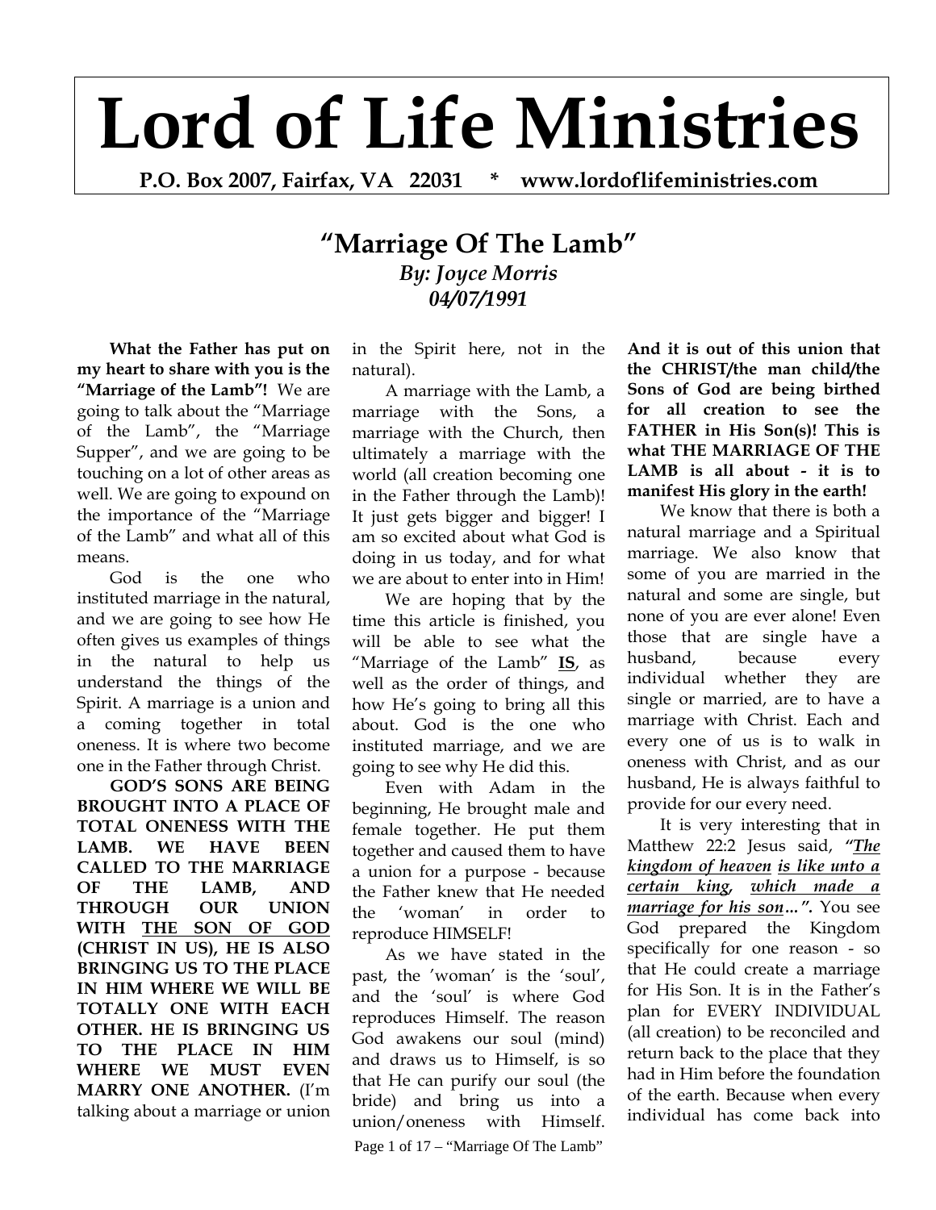# Lord of Life Ministries

**P.O. Box 2007, Fairfax, VA 22031 * www.lordoflifeministries.com**

## "Marriage Of The Lamb"

***By: Joyce Morris***
***04/07/1991***

**What the Father has put on my heart to share with you is the "Marriage of the Lamb"!** We are going to talk about the "Marriage of the Lamb", the "Marriage Supper", and we are going to be touching on a lot of other areas as well. We are going to expound on the importance of the "Marriage of the Lamb" and what all of this means.

God is the one who instituted marriage in the natural, and we are going to see how He often gives us examples of things in the natural to help us understand the things of the Spirit. A marriage is a union and a coming together in total oneness. It is where two become one in the Father through Christ.

**GOD'S SONS ARE BEING BROUGHT INTO A PLACE OF TOTAL ONENESS WITH THE LAMB. WE HAVE BEEN CALLED TO THE MARRIAGE OF THE LAMB, AND THROUGH OUR UNION WITH <u>THE SON OF GOD</u> (CHRIST IN US), HE IS ALSO BRINGING US TO THE PLACE IN HIM WHERE WE WILL BE TOTALLY ONE WITH EACH OTHER. HE IS BRINGING US TO THE PLACE IN HIM WHERE WE MUST EVEN MARRY ONE ANOTHER.** (I'm talking about a marriage or union in the Spirit here, not in the natural).

A marriage with the Lamb, a marriage with the Sons, a marriage with the Church, then ultimately a marriage with the world (all creation becoming one in the Father through the Lamb)! It just gets bigger and bigger! I am so excited about what God is doing in us today, and for what we are about to enter into in Him!

We are hoping that by the time this article is finished, you will be able to see what the "Marriage of the Lamb" **<u>IS</u>**, as well as the order of things, and how He's going to bring all this about. God is the one who instituted marriage, and we are going to see why He did this.

Even with Adam in the beginning, He brought male and female together. He put them together and caused them to have a union for a purpose - because the Father knew that He needed the 'woman' in order to reproduce HIMSELF!

As we have stated in the past, the 'woman' is the 'soul', and the 'soul' is where God reproduces Himself. The reason God awakens our soul (mind) and draws us to Himself, is so that He can purify our soul (the bride) and bring us into a union/oneness with Himself. **And it is out of this union that the CHRIST/the man child/the Sons of God are being birthed for all creation to see the FATHER in His Son(s)! This is what THE MARRIAGE OF THE LAMB is all about - it is to manifest His glory in the earth!**

We know that there is both a natural marriage and a Spiritual marriage. We also know that some of you are married in the natural and some are single, but none of you are ever alone! Even those that are single have a husband, because every individual whether they are single or married, are to have a marriage with Christ. Each and every one of us is to walk in oneness with Christ, and as our husband, He is always faithful to provide for our every need.

It is very interesting that in Matthew 22:2 Jesus said, ***"<u>The kingdom of heaven</u> <u>is like unto a certain king</u>, <u>which made a marriage for his son</u>…"***. You see God prepared the Kingdom specifically for one reason - so that He could create a marriage for His Son. It is in the Father's plan for EVERY INDIVIDUAL (all creation) to be reconciled and return back to the place that they had in Him before the foundation of the earth. Because when every individual has come back into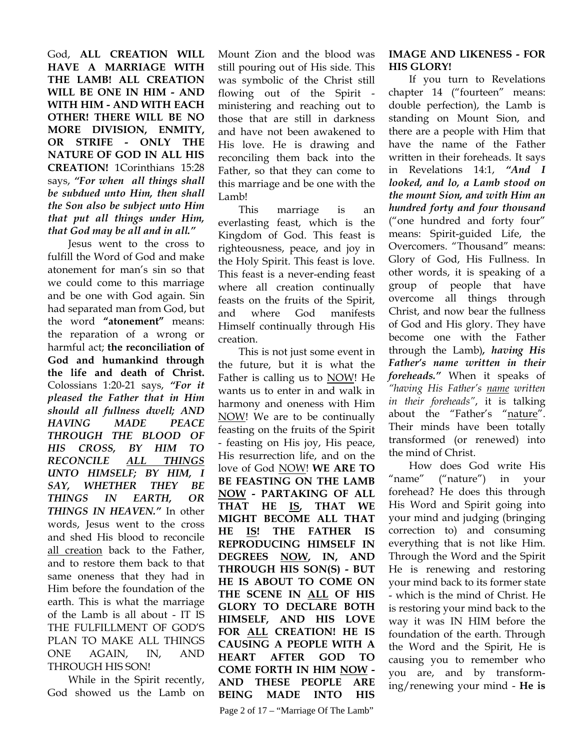God, **ALL CREATION WILL HAVE A MARRIAGE WITH THE LAMB! ALL CREATION WILL BE ONE IN HIM - AND WITH HIM - AND WITH EACH OTHER! THERE WILL BE NO MORE DIVISION, ENMITY, OR STRIFE - ONLY THE NATURE OF GOD IN ALL HIS CREATION!** 1Corinthians 15:28 says, ***"For when all things shall be subdued unto Him, then shall the Son also be subject unto Him that put all things under Him, that God may be all and in all."***

Jesus went to the cross to fulfill the Word of God and make atonement for man's sin so that we could come to this marriage and be one with God again. Sin had separated man from God, but the word **"atonement"** means: the reparation of a wrong or harmful act; **the reconciliation of God and humankind through the life and death of Christ.** Colossians 1:20-21 says, ***"For it pleased the Father that in Him should all fullness dwell; AND HAVING MADE PEACE THROUGH THE BLOOD OF HIS CROSS, BY HIM TO RECONCILE ALL THINGS UNTO HIMSELF; BY HIM, I SAY, WHETHER THEY BE THINGS IN EARTH, OR THINGS IN HEAVEN."*** In other words, Jesus went to the cross and shed His blood to reconcile all creation back to the Father, and to restore them back to that same oneness that they had in Him before the foundation of the earth. This is what the marriage of the Lamb is all about - IT IS THE FULFILLMENT OF GOD'S PLAN TO MAKE ALL THINGS ONE AGAIN, IN, AND THROUGH HIS SON!

While in the Spirit recently, God showed us the Lamb on Mount Zion and the blood was still pouring out of His side. This was symbolic of the Christ still flowing out of the Spirit - ministering and reaching out to those that are still in darkness and have not been awakened to His love. He is drawing and reconciling them back into the Father, so that they can come to this marriage and be one with the Lamb!

This marriage is an everlasting feast, which is the Kingdom of God. This feast is righteousness, peace, and joy in the Holy Spirit. This feast is love. This feast is a never-ending feast where all creation continually feasts on the fruits of the Spirit, and where God manifests Himself continually through His creation.

This is not just some event in the future, but it is what the Father is calling us to NOW! He wants us to enter in and walk in harmony and oneness with Him NOW! We are to be continually feasting on the fruits of the Spirit - feasting on His joy, His peace, His resurrection life, and on the love of God NOW! **WE ARE TO BE FEASTING ON THE LAMB NOW - PARTAKING OF ALL THAT HE IS, THAT WE MIGHT BECOME ALL THAT HE IS! THE FATHER IS REPRODUCING HIMSELF IN DEGREES NOW, IN, AND THROUGH HIS SON(S) - BUT HE IS ABOUT TO COME ON THE SCENE IN ALL OF HIS GLORY TO DECLARE BOTH HIMSELF, AND HIS LOVE FOR ALL CREATION! HE IS CAUSING A PEOPLE WITH A HEART AFTER GOD TO COME FORTH IN HIM NOW - AND THESE PEOPLE ARE BEING MADE INTO HIS IMAGE AND LIKENESS - FOR HIS GLORY!**

If you turn to Revelations chapter 14 ("fourteen" means: double perfection), the Lamb is standing on Mount Sion, and there are a people with Him that have the name of the Father written in their foreheads. It says in Revelations 14:1, ***"And I looked, and lo, a Lamb stood on the mount Sion, and with Him an hundred forty and four thousand*** ("one hundred and forty four" means: Spirit-guided Life, the Overcomers. "Thousand" means: Glory of God, His Fullness. In other words, it is speaking of a group of people that have overcome all things through Christ, and now bear the fullness of God and His glory. They have become one with the Father through the Lamb)***, having His Father's name written in their foreheads."*** When it speaks of *"having His Father's name written in their foreheads"*, it is talking about the "Father's "nature". Their minds have been totally transformed (or renewed) into the mind of Christ.

How does God write His "name" ("nature") in your forehead? He does this through His Word and Spirit going into your mind and judging (bringing correction to) and consuming everything that is not like Him. Through the Word and the Spirit He is renewing and restoring your mind back to its former state - which is the mind of Christ. He is restoring your mind back to the way it was IN HIM before the foundation of the earth. Through the Word and the Spirit, He is causing you to remember who you are, and by transforming/renewing your mind - **He is**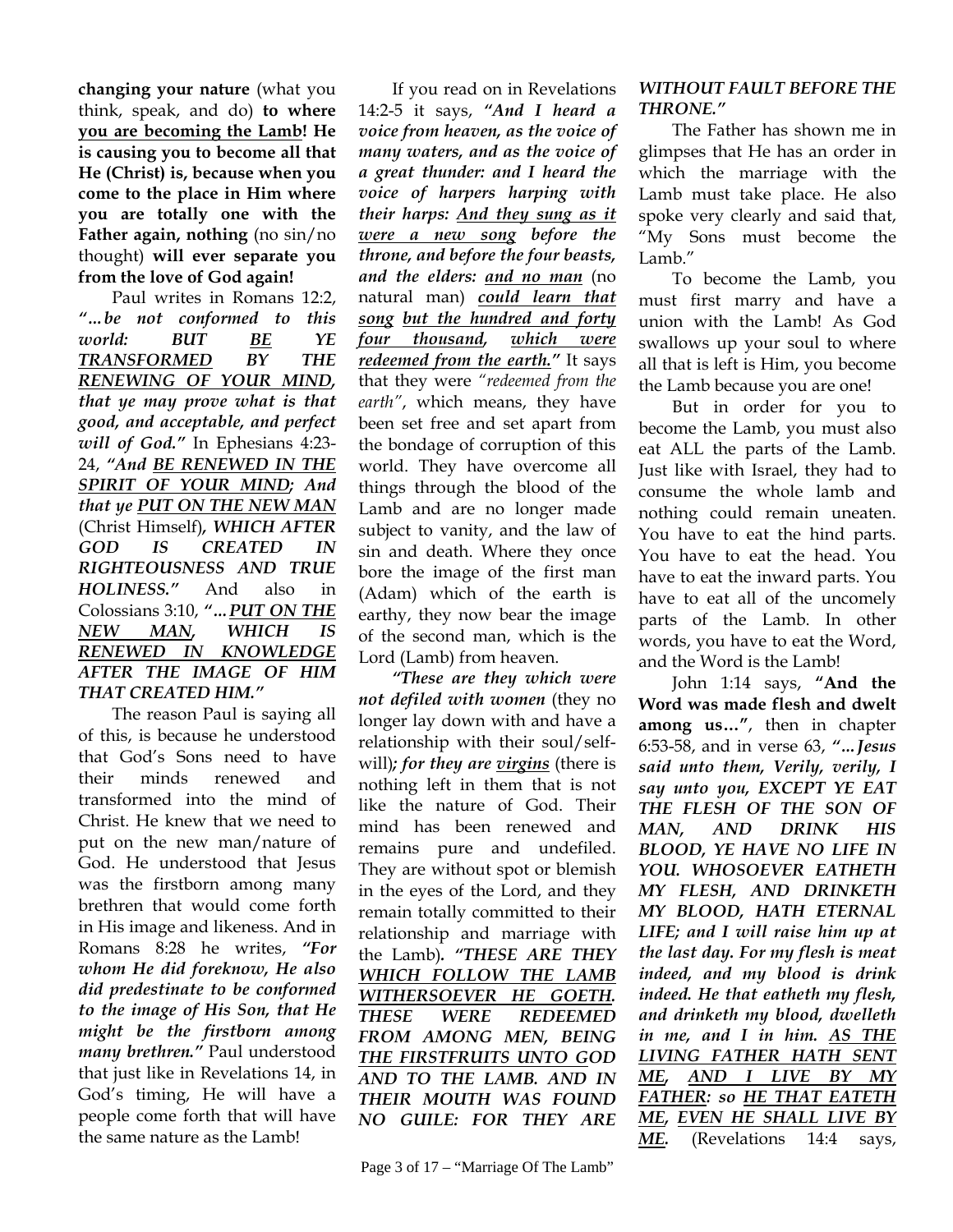**changing your nature** (what you think, speak, and do) **to where <u>you are becoming the Lamb</u>! He is causing you to become all that He (Christ) is, because when you come to the place in Him where you are totally one with the Father again, nothing** (no sin/no thought) **will ever separate you from the love of God again!**

Paul writes in Romans 12:2, ***"…be not conformed to this world: BUT <u>BE YE TRANSFORMED</u> BY THE <u>RENEWING OF YOUR MIND</u>, that ye may prove what is that good, and acceptable, and perfect will of God."*** In Ephesians 4:23-24, ***"And <u>BE RENEWED IN THE SPIRIT OF YOUR MIND</u>; And that ye <u>PUT ON THE NEW MAN</u>*** (Christ Himself)***, WHICH AFTER GOD IS CREATED IN RIGHTEOUSNESS AND TRUE HOLINESS."*** And also in Colossians 3:10, ***"…<u>PUT ON THE NEW MAN</u>, WHICH IS <u>RENEWED IN KNOWLEDGE</u> AFTER THE IMAGE OF HIM THAT CREATED HIM."***

The reason Paul is saying all of this, is because he understood that God's Sons need to have their minds renewed and transformed into the mind of Christ. He knew that we need to put on the new man/nature of God. He understood that Jesus was the firstborn among many brethren that would come forth in His image and likeness. And in Romans 8:28 he writes, ***"For whom He did foreknow, He also did predestinate to be conformed to the image of His Son, that He might be the firstborn among many brethren."*** Paul understood that just like in Revelations 14, in God's timing, He will have a people come forth that will have the same nature as the Lamb!

If you read on in Revelations 14:2-5 it says, ***"And I heard a voice from heaven, as the voice of many waters, and as the voice of a great thunder: and I heard the voice of harpers harping with their harps: <u>And they sung as it were a new song</u> before the throne, and before the four beasts, and the elders: <u>and no man</u>*** (no natural man) ***<u>could learn that song</u> <u>but the hundred and forty four thousand</u>, <u>which were redeemed from the earth</u>."*** It says that they were *"redeemed from the earth"*, which means, they have been set free and set apart from the bondage of corruption of this world. They have overcome all things through the blood of the Lamb and are no longer made subject to vanity, and the law of sin and death. Where they once bore the image of the first man (Adam) which of the earth is earthy, they now bear the image of the second man, which is the Lord (Lamb) from heaven.

***"These are they which were not defiled with women*** (they no longer lay down with and have a relationship with their soul/self-will)***; for they are <u>virgins</u>*** (there is nothing left in them that is not like the nature of God. Their mind has been renewed and remains pure and undefiled. They are without spot or blemish in the eyes of the Lord, and they remain totally committed to their relationship and marriage with the Lamb)***. "<u>THESE ARE THEY WHICH FOLLOW THE LAMB WITHERSOEVER HE GOETH</u>. THESE WERE REDEEMED FROM AMONG MEN, BEING <u>THE FIRSTFRUITS UNTO GOD AND TO THE LAMB</u>. AND IN THEIR MOUTH WAS FOUND NO GUILE: FOR THEY ARE WITHOUT FAULT BEFORE THE THRONE."***

The Father has shown me in glimpses that He has an order in which the marriage with the Lamb must take place. He also spoke very clearly and said that, "My Sons must become the Lamb."

To become the Lamb, you must first marry and have a union with the Lamb! As God swallows up your soul to where all that is left is Him, you become the Lamb because you are one!

But in order for you to become the Lamb, you must also eat ALL the parts of the Lamb. Just like with Israel, they had to consume the whole lamb and nothing could remain uneaten. You have to eat the hind parts. You have to eat the head. You have to eat the inward parts. You have to eat all of the uncomely parts of the Lamb. In other words, you have to eat the Word, and the Word is the Lamb!

John 1:14 says, **"And the Word was made flesh and dwelt among us…"**, then in chapter 6:53-58, and in verse 63, ***"…Jesus said unto them, Verily, verily, I say unto you, EXCEPT YE EAT THE FLESH OF THE SON OF MAN, AND DRINK HIS BLOOD, YE HAVE NO LIFE IN YOU. WHOSOEVER EATHETH MY FLESH, AND DRINKETH MY BLOOD, HATH ETERNAL LIFE; and I will raise him up at the last day. For my flesh is meat indeed, and my blood is drink indeed. He that eatheth my flesh, and drinketh my blood, dwelleth in me, and I in him. <u>AS THE LIVING FATHER HATH SENT ME</u>, <u>AND I LIVE BY MY FATHER</u>: so <u>HE THAT EATETH ME</u>, <u>EVEN HE SHALL LIVE BY ME</u>.*** (Revelations 14:4 says,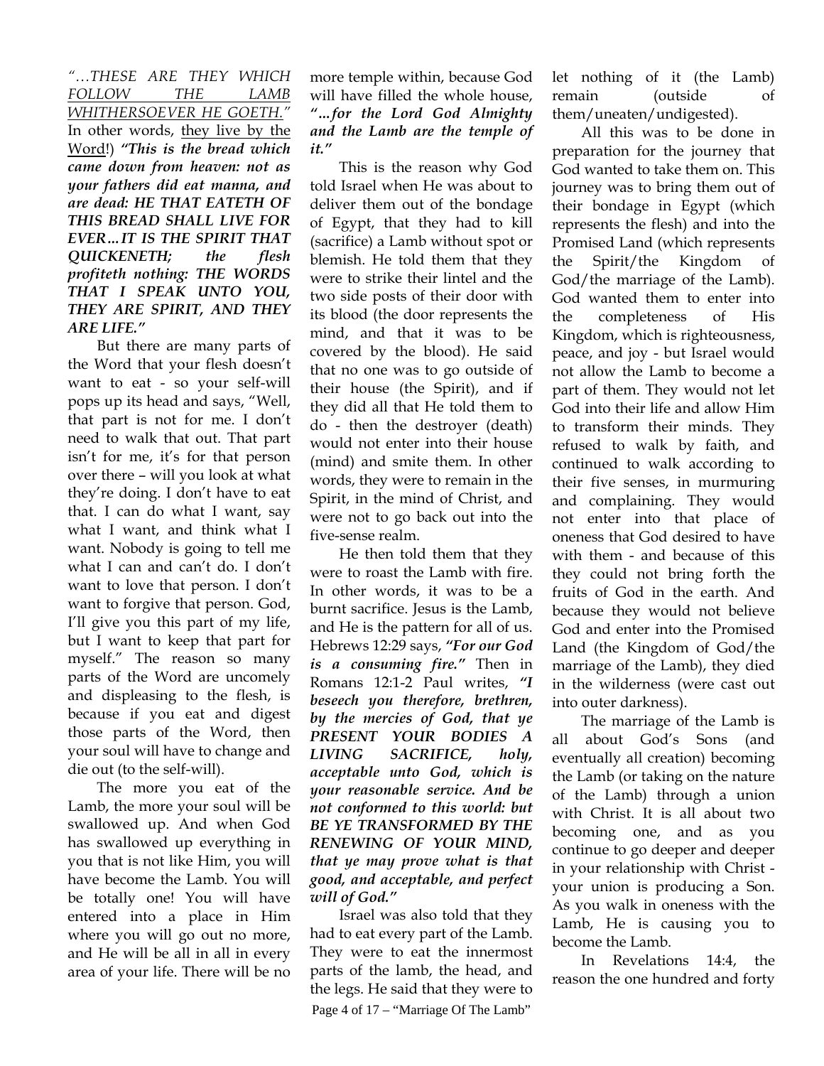*"…THESE ARE THEY WHICH FOLLOW THE LAMB WHITHERSOEVER HE GOETH."* In other words, they live by the Word!) ***"This is the bread which came down from heaven: not as your fathers did eat manna, and are dead: HE THAT EATETH OF THIS BREAD SHALL LIVE FOR EVER…IT IS THE SPIRIT THAT QUICKENETH; the flesh profiteth nothing: THE WORDS THAT I SPEAK UNTO YOU, THEY ARE SPIRIT, AND THEY ARE LIFE."***

But there are many parts of the Word that your flesh doesn't want to eat - so your self-will pops up its head and says, "Well, that part is not for me. I don't need to walk that out. That part isn't for me, it's for that person over there – will you look at what they're doing. I don't have to eat that. I can do what I want, say what I want, and think what I want. Nobody is going to tell me what I can and can't do. I don't want to love that person. I don't want to forgive that person. God, I'll give you this part of my life, but I want to keep that part for myself." The reason so many parts of the Word are uncomely and displeasing to the flesh, is because if you eat and digest those parts of the Word, then your soul will have to change and die out (to the self-will).

The more you eat of the Lamb, the more your soul will be swallowed up. And when God has swallowed up everything in you that is not like Him, you will have become the Lamb. You will be totally one! You will have entered into a place in Him where you will go out no more, and He will be all in all in every area of your life. There will be no more temple within, because God will have filled the whole house, ***"…for the Lord God Almighty and the Lamb are the temple of it."***

This is the reason why God told Israel when He was about to deliver them out of the bondage of Egypt, that they had to kill (sacrifice) a Lamb without spot or blemish. He told them that they were to strike their lintel and the two side posts of their door with its blood (the door represents the mind, and that it was to be covered by the blood). He said that no one was to go outside of their house (the Spirit), and if they did all that He told them to do - then the destroyer (death) would not enter into their house (mind) and smite them. In other words, they were to remain in the Spirit, in the mind of Christ, and were not to go back out into the five-sense realm.

He then told them that they were to roast the Lamb with fire. In other words, it was to be a burnt sacrifice. Jesus is the Lamb, and He is the pattern for all of us. Hebrews 12:29 says, ***"For our God is a consuming fire."*** Then in Romans 12:1-2 Paul writes, ***"I beseech you therefore, brethren, by the mercies of God, that ye PRESENT YOUR BODIES A LIVING SACRIFICE, holy, acceptable unto God, which is your reasonable service. And be not conformed to this world: but BE YE TRANSFORMED BY THE RENEWING OF YOUR MIND, that ye may prove what is that good, and acceptable, and perfect will of God."***

Israel was also told that they had to eat every part of the Lamb. They were to eat the innermost parts of the lamb, the head, and the legs. He said that they were to let nothing of it (the Lamb) remain (outside of them/uneaten/undigested).

All this was to be done in preparation for the journey that God wanted to take them on. This journey was to bring them out of their bondage in Egypt (which represents the flesh) and into the Promised Land (which represents the Spirit/the Kingdom of God/the marriage of the Lamb). God wanted them to enter into the completeness of His Kingdom, which is righteousness, peace, and joy - but Israel would not allow the Lamb to become a part of them. They would not let God into their life and allow Him to transform their minds. They refused to walk by faith, and continued to walk according to their five senses, in murmuring and complaining. They would not enter into that place of oneness that God desired to have with them - and because of this they could not bring forth the fruits of God in the earth. And because they would not believe God and enter into the Promised Land (the Kingdom of God/the marriage of the Lamb), they died in the wilderness (were cast out into outer darkness).

The marriage of the Lamb is all about God's Sons (and eventually all creation) becoming the Lamb (or taking on the nature of the Lamb) through a union with Christ. It is all about two becoming one, and as you continue to go deeper and deeper in your relationship with Christ - your union is producing a Son. As you walk in oneness with the Lamb, He is causing you to become the Lamb.

In Revelations 14:4, the reason the one hundred and forty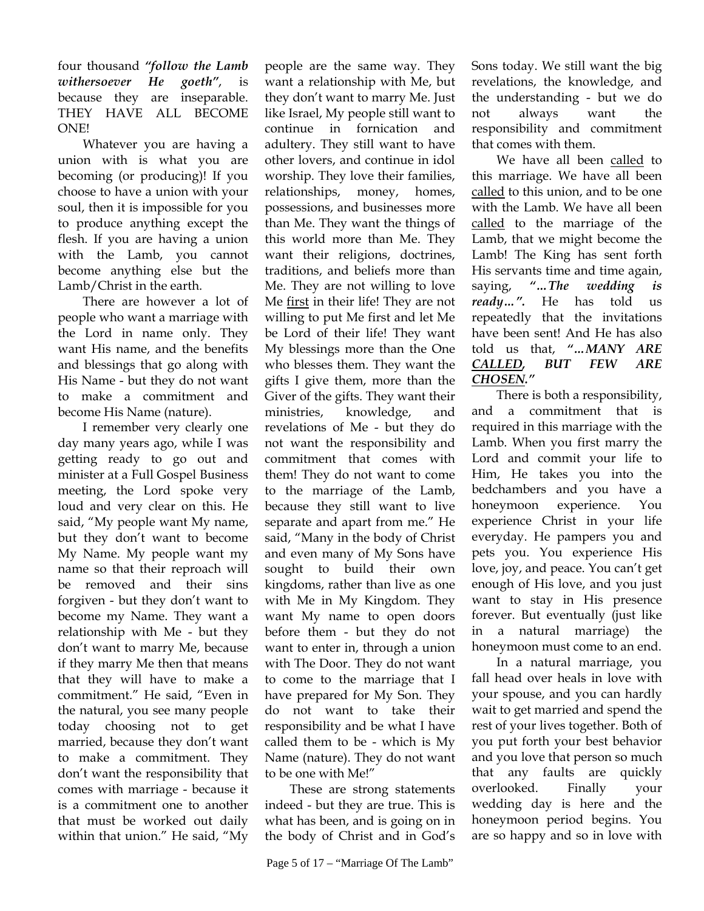four thousand ***"follow the Lamb withersoever He goeth"***, is because they are inseparable. THEY HAVE ALL BECOME ONE!

Whatever you are having a union with is what you are becoming (or producing)! If you choose to have a union with your soul, then it is impossible for you to produce anything except the flesh. If you are having a union with the Lamb, you cannot become anything else but the Lamb/Christ in the earth.

There are however a lot of people who want a marriage with the Lord in name only. They want His name, and the benefits and blessings that go along with His Name - but they do not want to make a commitment and become His Name (nature).

I remember very clearly one day many years ago, while I was getting ready to go out and minister at a Full Gospel Business meeting, the Lord spoke very loud and very clear on this. He said, "My people want My name, but they don't want to become My Name. My people want my name so that their reproach will be removed and their sins forgiven - but they don't want to become my Name. They want a relationship with Me - but they don't want to marry Me, because if they marry Me then that means that they will have to make a commitment." He said, "Even in the natural, you see many people today choosing not to get married, because they don't want to make a commitment. They don't want the responsibility that comes with marriage - because it is a commitment one to another that must be worked out daily within that union." He said, "My people are the same way. They want a relationship with Me, but they don't want to marry Me. Just like Israel, My people still want to continue in fornication and adultery. They still want to have other lovers, and continue in idol worship. They love their families, relationships, money, homes, possessions, and businesses more than Me. They want the things of this world more than Me. They want their religions, doctrines, traditions, and beliefs more than Me. They are not willing to love Me <u>first</u> in their life! They are not willing to put Me first and let Me be Lord of their life! They want My blessings more than the One who blesses them. They want the gifts I give them, more than the Giver of the gifts. They want their ministries, knowledge, and revelations of Me - but they do not want the responsibility and commitment that comes with them! They do not want to come to the marriage of the Lamb, because they still want to live separate and apart from me." He said, "Many in the body of Christ and even many of My Sons have sought to build their own kingdoms, rather than live as one with Me in My Kingdom. They want My name to open doors before them - but they do not want to enter in, through a union with The Door. They do not want to come to the marriage that I have prepared for My Son. They do not want to take their responsibility and be what I have called them to be - which is My Name (nature). They do not want to be one with Me!"

These are strong statements indeed - but they are true. This is what has been, and is going on in the body of Christ and in God's Sons today. We still want the big revelations, the knowledge, and the understanding - but we do not always want the responsibility and commitment that comes with them.

We have all been <u>called</u> to this marriage. We have all been <u>called</u> to this union, and to be one with the Lamb. We have all been <u>called</u> to the marriage of the Lamb, that we might become the Lamb! The King has sent forth His servants time and time again, saying, ***"…The wedding is ready…"***. He has told us repeatedly that the invitations have been sent! And He has also told us that, ***"…MANY ARE <u>CALLED</u>, BUT FEW ARE <u>CHOSEN</u>."***

There is both a responsibility, and a commitment that is required in this marriage with the Lamb. When you first marry the Lord and commit your life to Him, He takes you into the bedchambers and you have a honeymoon experience. You experience Christ in your life everyday. He pampers you and pets you. You experience His love, joy, and peace. You can't get enough of His love, and you just want to stay in His presence forever. But eventually (just like in a natural marriage) the honeymoon must come to an end.

In a natural marriage, you fall head over heals in love with your spouse, and you can hardly wait to get married and spend the rest of your lives together. Both of you put forth your best behavior and you love that person so much that any faults are quickly overlooked. Finally your wedding day is here and the honeymoon period begins. You are so happy and so in love with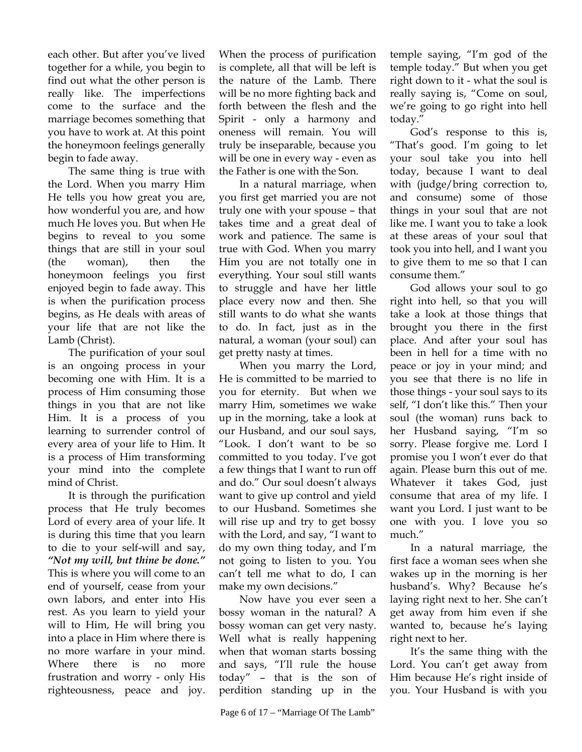each other. But after you've lived together for a while, you begin to find out what the other person is really like. The imperfections come to the surface and the marriage becomes something that you have to work at. At this point the honeymoon feelings generally begin to fade away.

The same thing is true with the Lord. When you marry Him He tells you how great you are, how wonderful you are, and how much He loves you. But when He begins to reveal to you some things that are still in your soul (the woman), then the honeymoon feelings you first enjoyed begin to fade away. This is when the purification process begins, as He deals with areas of your life that are not like the Lamb (Christ).

The purification of your soul is an ongoing process in your becoming one with Him. It is a process of Him consuming those things in you that are not like Him. It is a process of you learning to surrender control of every area of your life to Him. It is a process of Him transforming your mind into the complete mind of Christ.

It is through the purification process that He truly becomes Lord of every area of your life. It is during this time that you learn to die to your self-will and say, ***"Not my will, but thine be done."*** This is where you will come to an end of yourself, cease from your own labors, and enter into His rest. As you learn to yield your will to Him, He will bring you into a place in Him where there is no more warfare in your mind. Where there is no more frustration and worry - only His righteousness, peace and joy. When the process of purification is complete, all that will be left is the nature of the Lamb. There will be no more fighting back and forth between the flesh and the Spirit - only a harmony and oneness will remain. You will truly be inseparable, because you will be one in every way - even as the Father is one with the Son.

In a natural marriage, when you first get married you are not truly one with your spouse – that takes time and a great deal of work and patience. The same is true with God. When you marry Him you are not totally one in everything. Your soul still wants to struggle and have her little place every now and then. She still wants to do what she wants to do. In fact, just as in the natural, a woman (your soul) can get pretty nasty at times.

When you marry the Lord, He is committed to be married to you for eternity. But when we marry Him, sometimes we wake up in the morning, take a look at our Husband, and our soul says, "Look. I don't want to be so committed to you today. I've got a few things that I want to run off and do." Our soul doesn't always want to give up control and yield to our Husband. Sometimes she will rise up and try to get bossy with the Lord, and say, "I want to do my own thing today, and I'm not going to listen to you. You can't tell me what to do, I can make my own decisions."

Now have you ever seen a bossy woman in the natural? A bossy woman can get very nasty. Well what is really happening when that woman starts bossing and says, "I'll rule the house today" – that is the son of perdition standing up in the temple saying, "I'm god of the temple today." But when you get right down to it - what the soul is really saying is, "Come on soul, we're going to go right into hell today."

God's response to this is, "That's good. I'm going to let your soul take you into hell today, because I want to deal with (judge/bring correction to, and consume) some of those things in your soul that are not like me. I want you to take a look at these areas of your soul that took you into hell, and I want you to give them to me so that I can consume them."

God allows your soul to go right into hell, so that you will take a look at those things that brought you there in the first place. And after your soul has been in hell for a time with no peace or joy in your mind; and you see that there is no life in those things - your soul says to its self, "I don't like this." Then your soul (the woman) runs back to her Husband saying, "I'm so sorry. Please forgive me. Lord I promise you I won't ever do that again. Please burn this out of me. Whatever it takes God, just consume that area of my life. I want you Lord. I just want to be one with you. I love you so much."

In a natural marriage, the first face a woman sees when she wakes up in the morning is her husband's. Why? Because he's laying right next to her. She can't get away from him even if she wanted to, because he's laying right next to her.

It's the same thing with the Lord. You can't get away from Him because He's right inside of you. Your Husband is with you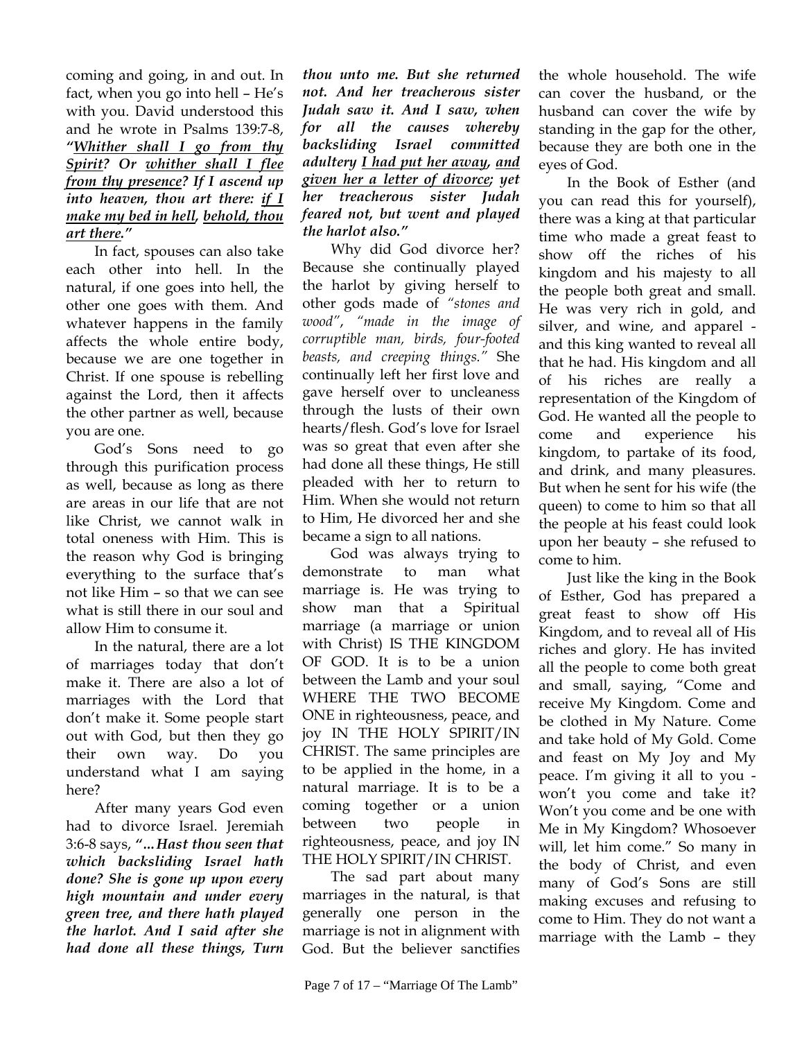coming and going, in and out. In fact, when you go into hell – He's with you. David understood this and he wrote in Psalms 139:7-8, ***"<u>Whither shall I go from thy Spirit</u>? Or <u>whither shall I flee from thy presence</u>? If I ascend up into heaven, thou art there: <u>if I make my bed in hell</u>, <u>behold, thou art there</u>."***

In fact, spouses can also take each other into hell. In the natural, if one goes into hell, the other one goes with them. And whatever happens in the family affects the whole entire body, because we are one together in Christ. If one spouse is rebelling against the Lord, then it affects the other partner as well, because you are one.

God's Sons need to go through this purification process as well, because as long as there are areas in our life that are not like Christ, we cannot walk in total oneness with Him. This is the reason why God is bringing everything to the surface that's not like Him – so that we can see what is still there in our soul and allow Him to consume it.

In the natural, there are a lot of marriages today that don't make it. There are also a lot of marriages with the Lord that don't make it. Some people start out with God, but then they go their own way. Do you understand what I am saying here?

After many years God even had to divorce Israel. Jeremiah 3:6-8 says, ***"…Hast thou seen that which backsliding Israel hath done? She is gone up upon every high mountain and under every green tree, and there hath played the harlot. And I said after she had done all these things, Turn thou unto me. But she returned not. And her treacherous sister Judah saw it. And I saw, when for all the causes whereby backsliding Israel committed adultery <u>I had put her away</u>, <u>and given her a letter of divorce</u>; yet her treacherous sister Judah feared not, but went and played the harlot also."***

Why did God divorce her? Because she continually played the harlot by giving herself to other gods made of *"stones and wood"*, *"made in the image of corruptible man, birds, four-footed beasts, and creeping things."* She continually left her first love and gave herself over to uncleaness through the lusts of their own hearts/flesh. God's love for Israel was so great that even after she had done all these things, He still pleaded with her to return to Him. When she would not return to Him, He divorced her and she became a sign to all nations.

God was always trying to demonstrate to man what marriage is. He was trying to show man that a Spiritual marriage (a marriage or union with Christ) IS THE KINGDOM OF GOD. It is to be a union between the Lamb and your soul WHERE THE TWO BECOME ONE in righteousness, peace, and joy IN THE HOLY SPIRIT/IN CHRIST. The same principles are to be applied in the home, in a natural marriage. It is to be a coming together or a union between two people in righteousness, peace, and joy IN THE HOLY SPIRIT/IN CHRIST.

The sad part about many marriages in the natural, is that generally one person in the marriage is not in alignment with God. But the believer sanctifies the whole household. The wife can cover the husband, or the husband can cover the wife by standing in the gap for the other, because they are both one in the eyes of God.

In the Book of Esther (and you can read this for yourself), there was a king at that particular time who made a great feast to show off the riches of his kingdom and his majesty to all the people both great and small. He was very rich in gold, and silver, and wine, and apparel - and this king wanted to reveal all that he had. His kingdom and all of his riches are really a representation of the Kingdom of God. He wanted all the people to come and experience his kingdom, to partake of its food, and drink, and many pleasures. But when he sent for his wife (the queen) to come to him so that all the people at his feast could look upon her beauty – she refused to come to him.

Just like the king in the Book of Esther, God has prepared a great feast to show off His Kingdom, and to reveal all of His riches and glory. He has invited all the people to come both great and small, saying, "Come and receive My Kingdom. Come and be clothed in My Nature. Come and take hold of My Gold. Come and feast on My Joy and My peace. I'm giving it all to you - won't you come and take it? Won't you come and be one with Me in My Kingdom? Whosoever will, let him come." So many in the body of Christ, and even many of God's Sons are still making excuses and refusing to come to Him. They do not want a marriage with the Lamb – they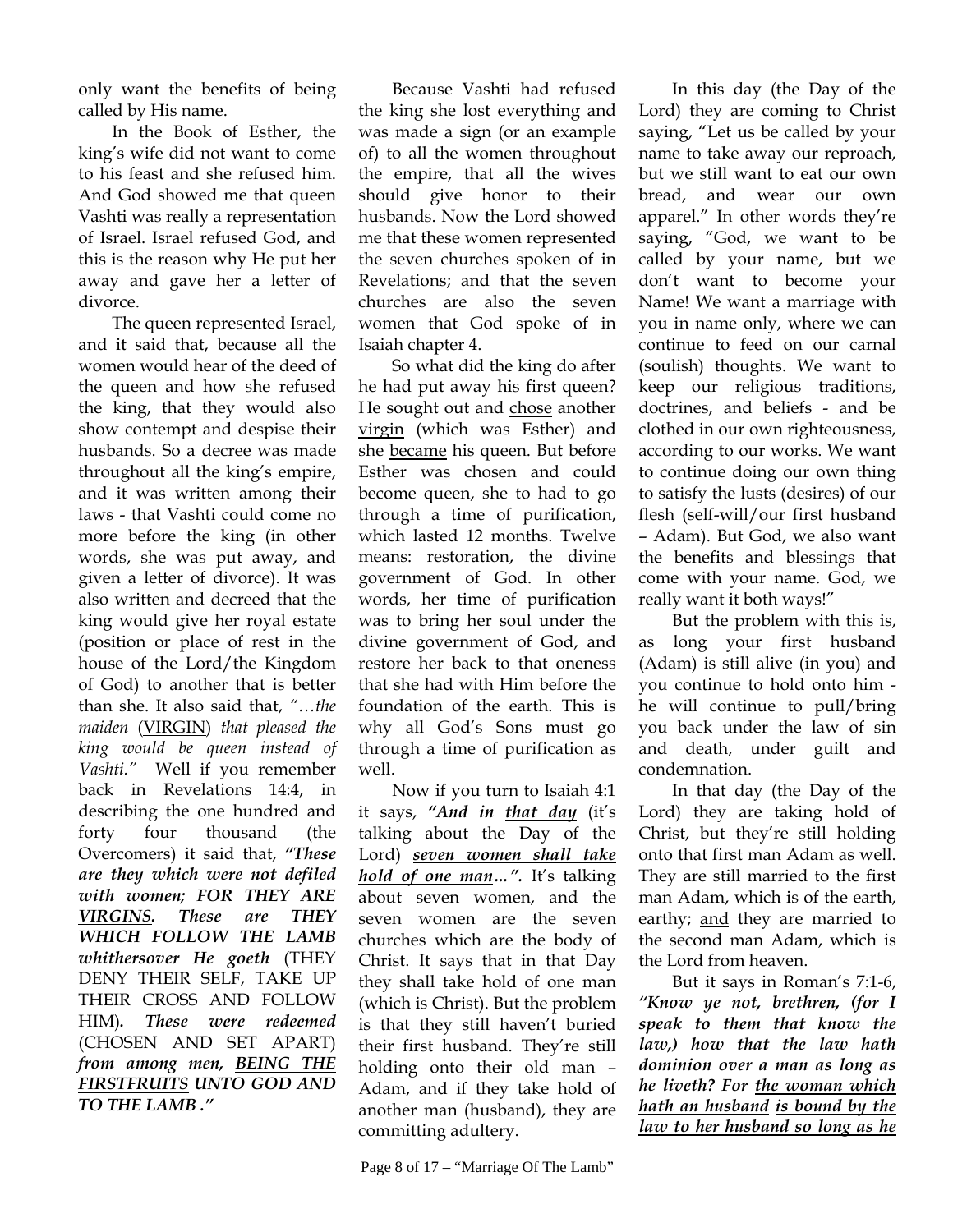only want the benefits of being called by His name.

In the Book of Esther, the king's wife did not want to come to his feast and she refused him. And God showed me that queen Vashti was really a representation of Israel. Israel refused God, and this is the reason why He put her away and gave her a letter of divorce.

The queen represented Israel, and it said that, because all the women would hear of the deed of the queen and how she refused the king, that they would also show contempt and despise their husbands. So a decree was made throughout all the king's empire, and it was written among their laws - that Vashti could come no more before the king (in other words, she was put away, and given a letter of divorce). It was also written and decreed that the king would give her royal estate (position or place of rest in the house of the Lord/the Kingdom of God) to another that is better than she. It also said that, *"…the maiden* (<u>VIRGIN</u>) *that pleased the king would be queen instead of Vashti."* Well if you remember back in Revelations 14:4, in describing the one hundred and forty four thousand (the Overcomers) it said that, ***"These are they which were not defiled with women; FOR THEY ARE <u>VIRGINS</u>. These are THEY WHICH FOLLOW THE LAMB whithersover He goeth*** (THEY DENY THEIR SELF, TAKE UP THEIR CROSS AND FOLLOW HIM)***. These were redeemed*** (CHOSEN AND SET APART) ***from among men, <u>BEING THE FIRSTFRUITS</u> UNTO GOD AND TO THE LAMB ."***

Because Vashti had refused the king she lost everything and was made a sign (or an example of) to all the women throughout the empire, that all the wives should give honor to their husbands. Now the Lord showed me that these women represented the seven churches spoken of in Revelations; and that the seven churches are also the seven women that God spoke of in Isaiah chapter 4.

So what did the king do after he had put away his first queen? He sought out and <u>chose</u> another <u>virgin</u> (which was Esther) and she <u>became</u> his queen. But before Esther was <u>chosen</u> and could become queen, she to had to go through a time of purification, which lasted 12 months. Twelve means: restoration, the divine government of God. In other words, her time of purification was to bring her soul under the divine government of God, and restore her back to that oneness that she had with Him before the foundation of the earth. This is why all God's Sons must go through a time of purification as well.

Now if you turn to Isaiah 4:1 it says, ***"And in <u>that day</u>*** (it's talking about the Day of the Lord) ***<u>seven women shall take hold of one man…"</u>.*** It's talking about seven women, and the seven women are the seven churches which are the body of Christ. It says that in that Day they shall take hold of one man (which is Christ). But the problem is that they still haven't buried their first husband. They're still holding onto their old man – Adam, and if they take hold of another man (husband), they are committing adultery.

In this day (the Day of the Lord) they are coming to Christ saying, "Let us be called by your name to take away our reproach, but we still want to eat our own bread, and wear our own apparel." In other words they're saying, "God, we want to be called by your name, but we don't want to become your Name! We want a marriage with you in name only, where we can continue to feed on our carnal (soulish) thoughts. We want to keep our religious traditions, doctrines, and beliefs - and be clothed in our own righteousness, according to our works. We want to continue doing our own thing to satisfy the lusts (desires) of our flesh (self-will/our first husband – Adam). But God, we also want the benefits and blessings that come with your name. God, we really want it both ways!"

But the problem with this is, as long your first husband (Adam) is still alive (in you) and you continue to hold onto him - he will continue to pull/bring you back under the law of sin and death, under guilt and condemnation.

In that day (the Day of the Lord) they are taking hold of Christ, but they're still holding onto that first man Adam as well. They are still married to the first man Adam, which is of the earth, earthy; <u>and</u> they are married to the second man Adam, which is the Lord from heaven.

But it says in Roman's 7:1-6, ***"Know ye not, brethren, (for I speak to them that know the law,) how that the law hath dominion over a man as long as he liveth? For <u>the woman which hath an husband</u> <u>is bound by the law to her husband so long as he</u>***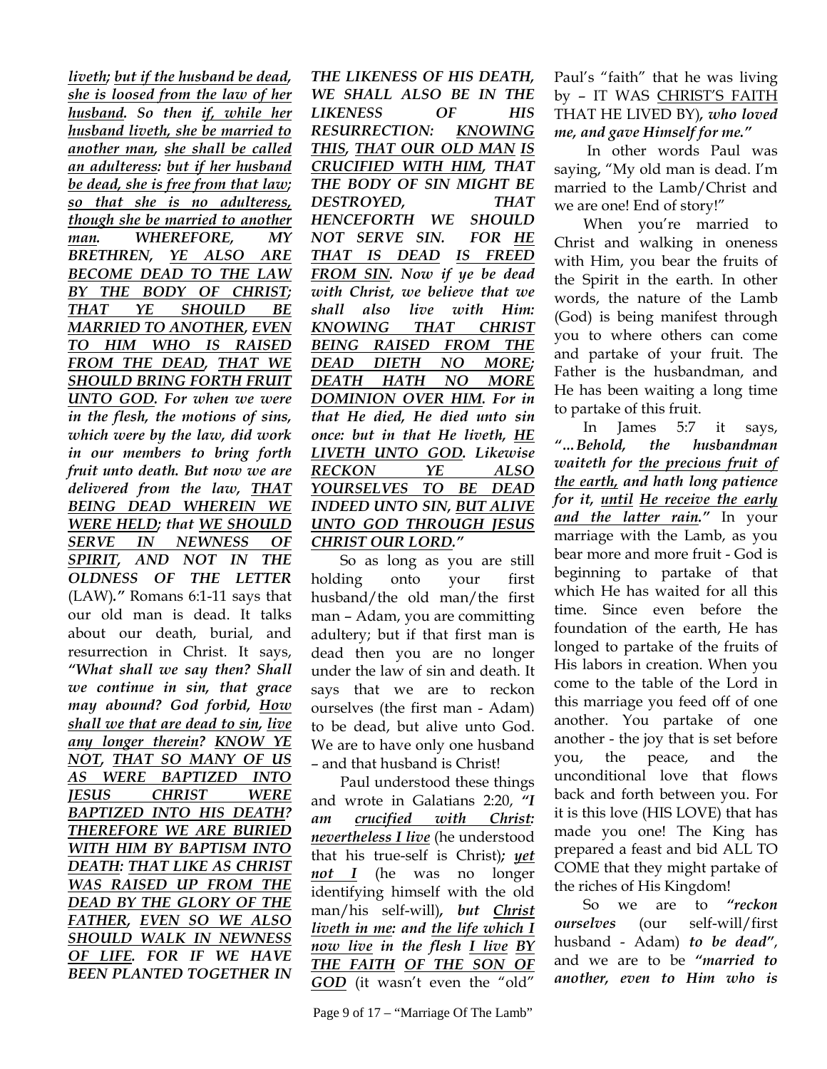***liveth; but if the husband be dead, she is loosed from the law of her husband. So then if, while her husband liveth, she be married to another man, she shall be called an adulteress: but if her husband be dead, she is free from that law; so that she is no adulteress, though she be married to another man. WHEREFORE, MY BRETHREN, YE ALSO ARE BECOME DEAD TO THE LAW BY THE BODY OF CHRIST; THAT YE SHOULD BE MARRIED TO ANOTHER, EVEN TO HIM WHO IS RAISED FROM THE DEAD, THAT WE SHOULD BRING FORTH FRUIT UNTO GOD. For when we were in the flesh, the motions of sins, which were by the law, did work in our members to bring forth fruit unto death. But now we are delivered from the law, THAT BEING DEAD WHEREIN WE WERE HELD; that WE SHOULD SERVE IN NEWNESS OF SPIRIT, AND NOT IN THE OLDNESS OF THE LETTER*** (LAW)***."*** Romans 6:1-11 says that our old man is dead. It talks about our death, burial, and resurrection in Christ. It says, ***"What shall we say then? Shall we continue in sin, that grace may abound? God forbid, How shall we that are dead to sin, live any longer therein? KNOW YE NOT, THAT SO MANY OF US AS WERE BAPTIZED INTO JESUS CHRIST WERE BAPTIZED INTO HIS DEATH? THEREFORE WE ARE BURIED WITH HIM BY BAPTISM INTO DEATH: THAT LIKE AS CHRIST WAS RAISED UP FROM THE DEAD BY THE GLORY OF THE FATHER, EVEN SO WE ALSO SHOULD WALK IN NEWNESS OF LIFE. FOR IF WE HAVE BEEN PLANTED TOGETHER IN THE LIKENESS OF HIS DEATH, WE SHALL ALSO BE IN THE LIKENESS OF HIS RESURRECTION: KNOWING THIS, THAT OUR OLD MAN IS CRUCIFIED WITH HIM, THAT THE BODY OF SIN MIGHT BE DESTROYED, THAT HENCEFORTH WE SHOULD NOT SERVE SIN. FOR HE THAT IS DEAD IS FREED FROM SIN. Now if ye be dead with Christ, we believe that we shall also live with Him: KNOWING THAT CHRIST BEING RAISED FROM THE DEAD DIETH NO MORE; DEATH HATH NO MORE DOMINION OVER HIM. For in that He died, He died unto sin once: but in that He liveth, HE LIVETH UNTO GOD. Likewise RECKON YE ALSO YOURSELVES TO BE DEAD INDEED UNTO SIN, BUT ALIVE UNTO GOD THROUGH JESUS CHRIST OUR LORD."***

So as long as you are still holding onto your first husband/the old man/the first man – Adam, you are committing adultery; but if that first man is dead then you are no longer under the law of sin and death. It says that we are to reckon ourselves (the first man - Adam) to be dead, but alive unto God. We are to have only one husband – and that husband is Christ!

Paul understood these things and wrote in Galatians 2:20, ***"I am crucified with Christ: nevertheless I live*** (he understood that his true-self is Christ)***; yet not I*** (he was no longer identifying himself with the old man/his self-will)***, but Christ liveth in me: and the life which I now live in the flesh I live BY THE FAITH OF THE SON OF GOD*** (it wasn't even the "old" Paul's "faith" that he was living by – IT WAS CHRIST'S FAITH THAT HE LIVED BY)***, who loved me, and gave Himself for me."***

In other words Paul was saying, "My old man is dead. I'm married to the Lamb/Christ and we are one! End of story!"

When you're married to Christ and walking in oneness with Him, you bear the fruits of the Spirit in the earth. In other words, the nature of the Lamb (God) is being manifest through you to where others can come and partake of your fruit. The Father is the husbandman, and He has been waiting a long time to partake of this fruit.

In James 5:7 it says, ***"…Behold, the husbandman waiteth for the precious fruit of the earth, and hath long patience for it, until He receive the early and the latter rain."*** In your marriage with the Lamb, as you bear more and more fruit - God is beginning to partake of that which He has waited for all this time. Since even before the foundation of the earth, He has longed to partake of the fruits of His labors in creation. When you come to the table of the Lord in this marriage you feed off of one another. You partake of one another - the joy that is set before you, the peace, and the unconditional love that flows back and forth between you. For it is this love (HIS LOVE) that has made you one! The King has prepared a feast and bid ALL TO COME that they might partake of the riches of His Kingdom!

So we are to ***"reckon ourselves*** (our self-will/first husband - Adam) ***to be dead"***, and we are to be ***"married to another, even to Him who is***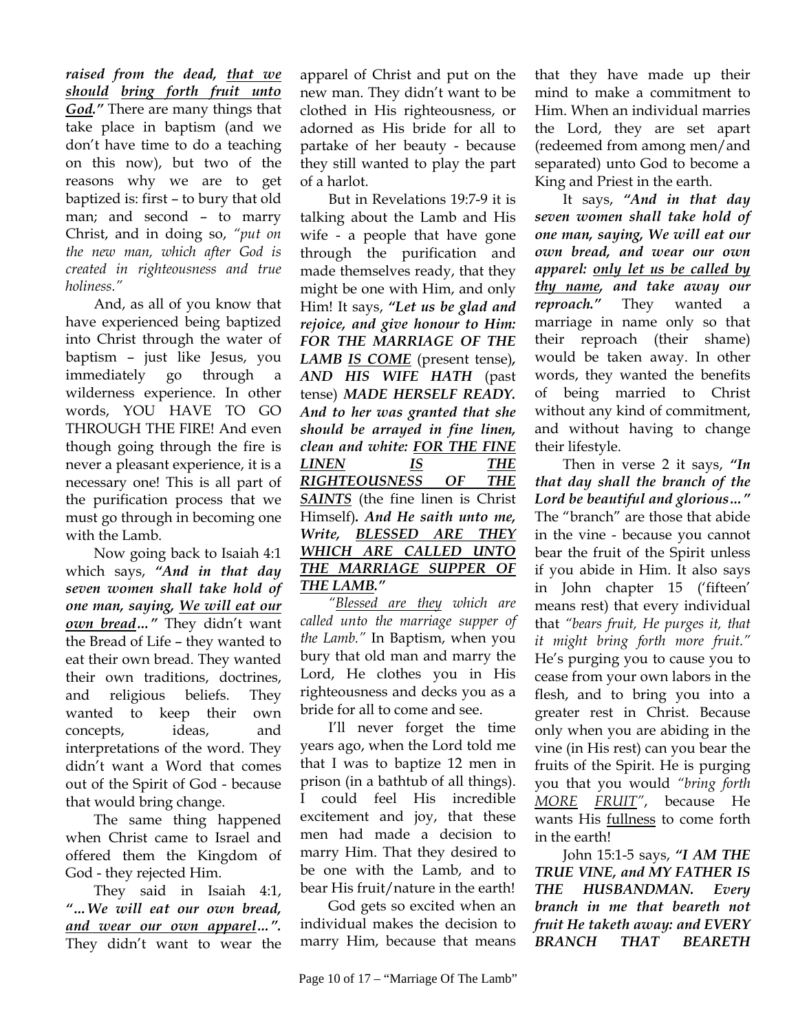***raised from the dead, <u>that we should</u> <u>bring forth fruit unto God</u>."*** There are many things that take place in baptism (and we don't have time to do a teaching on this now), but two of the reasons why we are to get baptized is: first – to bury that old man; and second – to marry Christ, and in doing so, *"put on the new man, which after God is created in righteousness and true holiness."*

And, as all of you know that have experienced being baptized into Christ through the water of baptism – just like Jesus, you immediately go through a wilderness experience. In other words, YOU HAVE TO GO THROUGH THE FIRE! And even though going through the fire is never a pleasant experience, it is a necessary one! This is all part of the purification process that we must go through in becoming one with the Lamb.

Now going back to Isaiah 4:1 which says, ***"And in that day seven women shall take hold of one man, saying, <u>We will eat our own bread</u>..."*** They didn't want the Bread of Life – they wanted to eat their own bread. They wanted their own traditions, doctrines, and religious beliefs. They wanted to keep their own concepts, ideas, and interpretations of the word. They didn't want a Word that comes out of the Spirit of God - because that would bring change.

The same thing happened when Christ came to Israel and offered them the Kingdom of God - they rejected Him.

They said in Isaiah 4:1, ***"...We will eat our own bread, <u>and wear our own apparel</u>..."***. They didn't want to wear the apparel of Christ and put on the new man. They didn't want to be clothed in His righteousness, or adorned as His bride for all to partake of her beauty - because they still wanted to play the part of a harlot.

But in Revelations 19:7-9 it is talking about the Lamb and His wife - a people that have gone through the purification and made themselves ready, that they might be one with Him, and only Him! It says, ***"Let us be glad and rejoice, and give honour to Him: FOR THE MARRIAGE OF THE LAMB <u>IS COME</u>*** (present tense)***, AND HIS WIFE HATH*** (past tense) ***MADE HERSELF READY. And to her was granted that she should be arrayed in fine linen, clean and white: <u>FOR THE FINE LINEN IS THE RIGHTEOUSNESS OF THE SAINTS</u>*** (the fine linen is Christ Himself)***. And He saith unto me, Write, <u>BLESSED ARE THEY WHICH ARE CALLED UNTO THE MARRIAGE SUPPER OF THE LAMB</u>."***

*"<u>Blessed are they</u> which are called unto the marriage supper of the Lamb."* In Baptism, when you bury that old man and marry the Lord, He clothes you in His righteousness and decks you as a bride for all to come and see.

I'll never forget the time years ago, when the Lord told me that I was to baptize 12 men in prison (in a bathtub of all things). I could feel His incredible excitement and joy, that these men had made a decision to marry Him. That they desired to be one with the Lamb, and to bear His fruit/nature in the earth!

God gets so excited when an individual makes the decision to marry Him, because that means that they have made up their mind to make a commitment to Him. When an individual marries the Lord, they are set apart (redeemed from among men/and separated) unto God to become a King and Priest in the earth.

It says, ***"And in that day seven women shall take hold of one man, saying, We will eat our own bread, and wear our own apparel: <u>only let us be called by thy name</u>, and take away our reproach."*** They wanted a marriage in name only so that their reproach (their shame) would be taken away. In other words, they wanted the benefits of being married to Christ without any kind of commitment, and without having to change their lifestyle.

Then in verse 2 it says, ***"In that day shall the branch of the Lord be beautiful and glorious..."*** The "branch" are those that abide in the vine - because you cannot bear the fruit of the Spirit unless if you abide in Him. It also says in John chapter 15 ('fifteen' means rest) that every individual that *"bears fruit, He purges it, that it might bring forth more fruit."* He's purging you to cause you to cease from your own labors in the flesh, and to bring you into a greater rest in Christ. Because only when you are abiding in the vine (in His rest) can you bear the fruits of the Spirit. He is purging you that you would *"bring forth <u>MORE</u> <u>FRUIT</u>"*, because He wants His <u>fullness</u> to come forth in the earth!

John 15:1-5 says, ***"I AM THE TRUE VINE, and MY FATHER IS THE HUSBANDMAN. Every branch in me that beareth not fruit He taketh away: and EVERY BRANCH THAT BEARETH***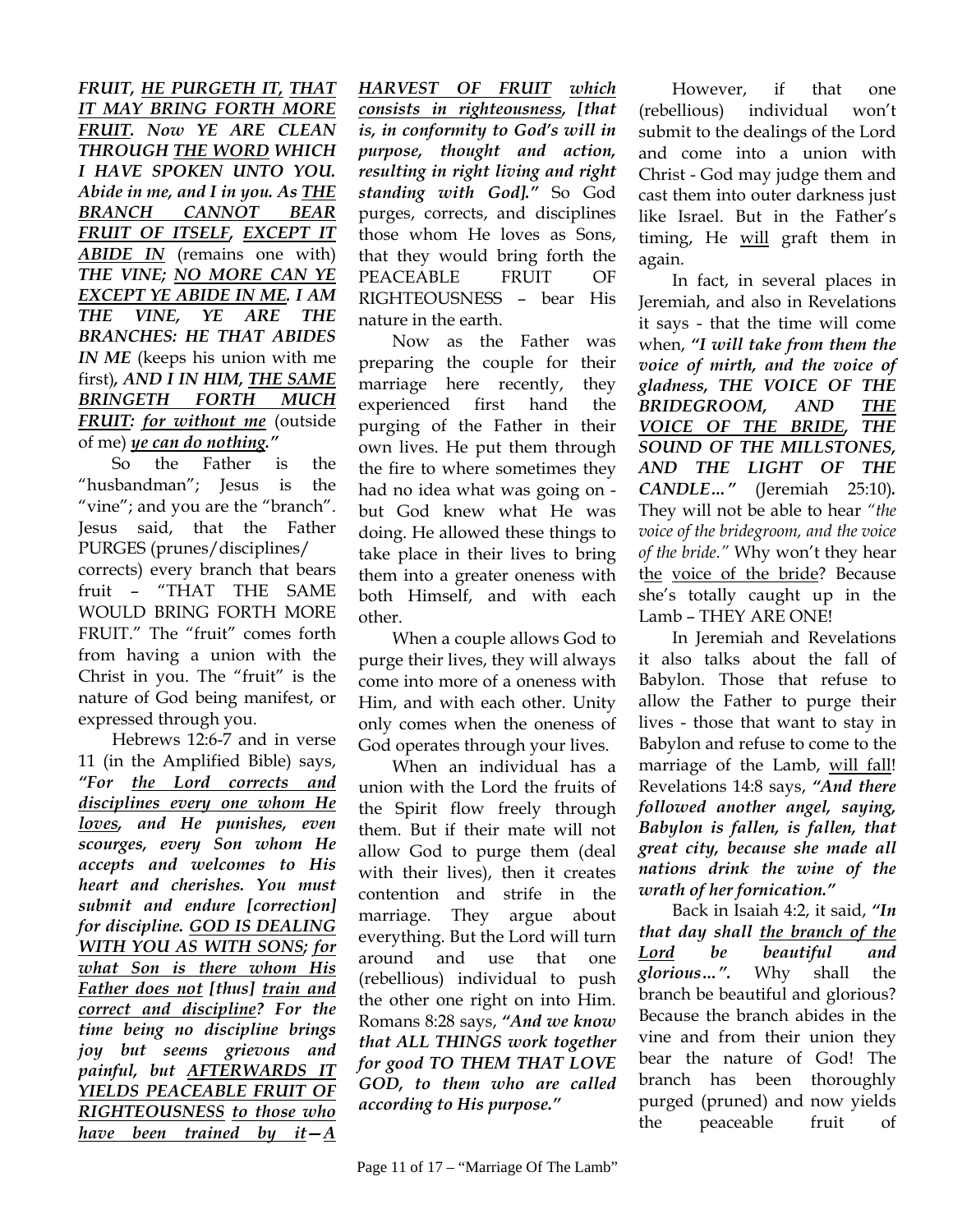***FRUIT, HE PURGETH IT, THAT IT MAY BRING FORTH MORE FRUIT. Now YE ARE CLEAN THROUGH THE WORD WHICH I HAVE SPOKEN UNTO YOU. Abide in me, and I in you. As THE BRANCH CANNOT BEAR FRUIT OF ITSELF, EXCEPT IT ABIDE IN*** (remains one with) ***THE VINE; NO MORE CAN YE EXCEPT YE ABIDE IN ME. I AM THE VINE, YE ARE THE BRANCHES: HE THAT ABIDES IN ME*** (keeps his union with me first)***, AND I IN HIM, THE SAME BRINGETH FORTH MUCH FRUIT: for without me*** (outside of me) ***ye can do nothing."***

So the Father is the "husbandman"; Jesus is the "vine"; and you are the "branch". Jesus said, that the Father PURGES (prunes/disciplines/ corrects) every branch that bears fruit – "THAT THE SAME WOULD BRING FORTH MORE FRUIT." The "fruit" comes forth from having a union with the Christ in you. The "fruit" is the nature of God being manifest, or expressed through you.

Hebrews 12:6-7 and in verse 11 (in the Amplified Bible) says, ***"For the Lord corrects and disciplines every one whom He loves, and He punishes, even scourges, every Son whom He accepts and welcomes to His heart and cherishes. You must submit and endure [correction] for discipline. GOD IS DEALING WITH YOU AS WITH SONS; for what Son is there whom His Father does not [thus] train and correct and discipline? For the time being no discipline brings joy but seems grievous and painful, but AFTERWARDS IT YIELDS PEACEABLE FRUIT OF RIGHTEOUSNESS to those who have been trained by it—A HARVEST OF FRUIT which consists in righteousness, [that is, in conformity to God's will in purpose, thought and action, resulting in right living and right standing with God]."*** So God purges, corrects, and disciplines those whom He loves as Sons, that they would bring forth the PEACEABLE FRUIT OF RIGHTEOUSNESS – bear His nature in the earth.

Now as the Father was preparing the couple for their marriage here recently, they experienced first hand the purging of the Father in their own lives. He put them through the fire to where sometimes they had no idea what was going on - but God knew what He was doing. He allowed these things to take place in their lives to bring them into a greater oneness with both Himself, and with each other.

When a couple allows God to purge their lives, they will always come into more of a oneness with Him, and with each other. Unity only comes when the oneness of God operates through your lives.

When an individual has a union with the Lord the fruits of the Spirit flow freely through them. But if their mate will not allow God to purge them (deal with their lives), then it creates contention and strife in the marriage. They argue about everything. But the Lord will turn around and use that one (rebellious) individual to push the other one right on into Him. Romans 8:28 says, ***"And we know that ALL THINGS work together for good TO THEM THAT LOVE GOD, to them who are called according to His purpose."***

However, if that one (rebellious) individual won't submit to the dealings of the Lord and come into a union with Christ - God may judge them and cast them into outer darkness just like Israel. But in the Father's timing, He will graft them in again.

In fact, in several places in Jeremiah, and also in Revelations it says - that the time will come when, ***"I will take from them the voice of mirth, and the voice of gladness, THE VOICE OF THE BRIDEGROOM, AND THE VOICE OF THE BRIDE, THE SOUND OF THE MILLSTONES, AND THE LIGHT OF THE CANDLE…"*** (Jeremiah 25:10). They will not be able to hear *"the voice of the bridegroom, and the voice of the bride."* Why won't they hear the voice of the bride? Because she's totally caught up in the Lamb – THEY ARE ONE!

In Jeremiah and Revelations it also talks about the fall of Babylon. Those that refuse to allow the Father to purge their lives - those that want to stay in Babylon and refuse to come to the marriage of the Lamb, will fall! Revelations 14:8 says, ***"And there followed another angel, saying, Babylon is fallen, is fallen, that great city, because she made all nations drink the wine of the wrath of her fornication."***

Back in Isaiah 4:2, it said, ***"In that day shall the branch of the Lord be beautiful and glorious…".*** Why shall the branch be beautiful and glorious? Because the branch abides in the vine and from their union they bear the nature of God! The branch has been thoroughly purged (pruned) and now yields the peaceable fruit of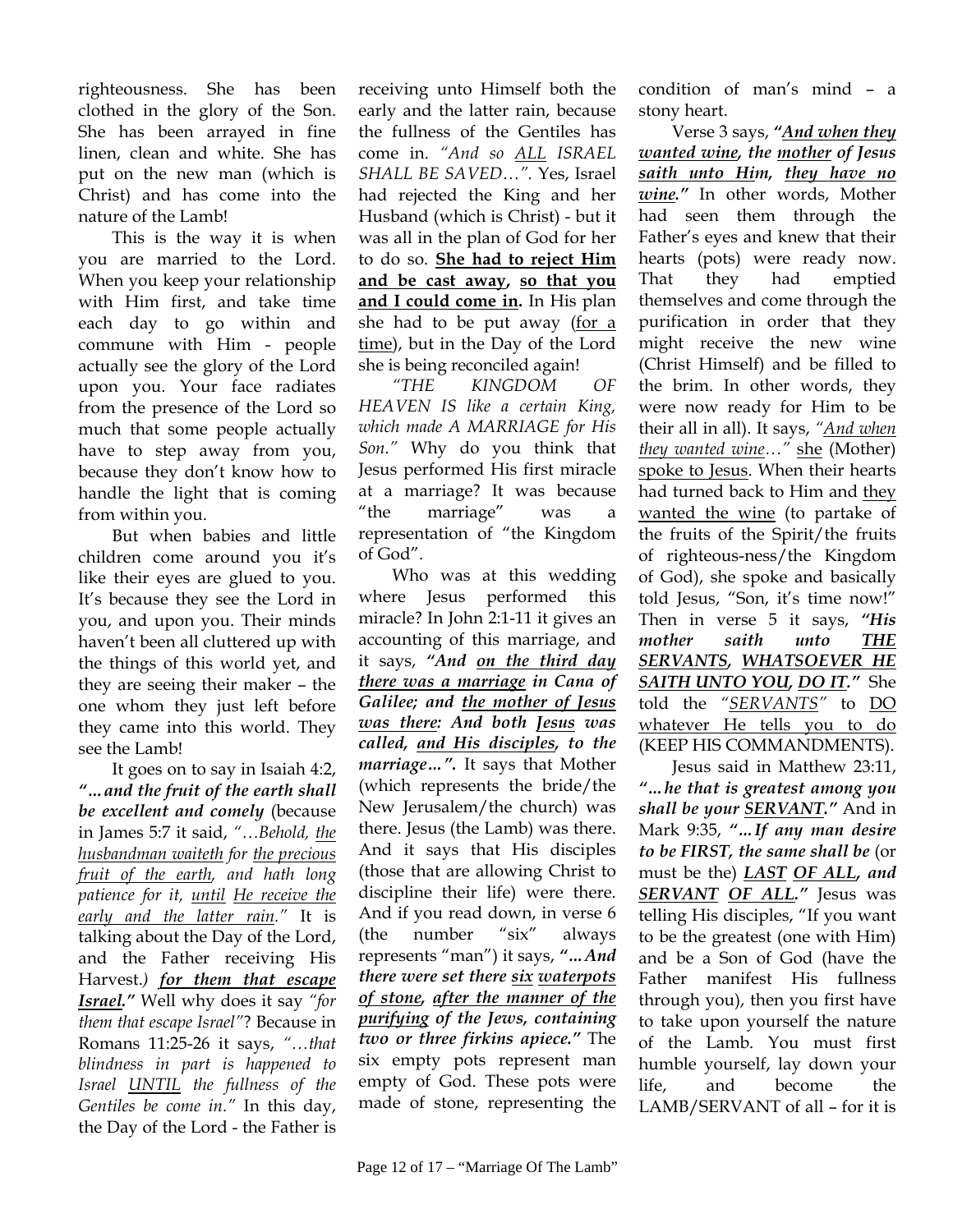righteousness. She has been clothed in the glory of the Son. She has been arrayed in fine linen, clean and white. She has put on the new man (which is Christ) and has come into the nature of the Lamb!

This is the way it is when you are married to the Lord. When you keep your relationship with Him first, and take time each day to go within and commune with Him - people actually see the glory of the Lord upon you. Your face radiates from the presence of the Lord so much that some people actually have to step away from you, because they don't know how to handle the light that is coming from within you.

But when babies and little children come around you it's like their eyes are glued to you. It's because they see the Lord in you, and upon you. Their minds haven't been all cluttered up with the things of this world yet, and they are seeing their maker – the one whom they just left before they came into this world. They see the Lamb!

It goes on to say in Isaiah 4:2, ***"…and the fruit of the earth shall be excellent and comely*** (because in James 5:7 it said, *"…Behold, the husbandman waiteth for the precious fruit of the earth, and hath long patience for it, until He receive the early and the latter rain."* It is talking about the Day of the Lord, and the Father receiving His Harvest.) ***for them that escape Israel."*** Well why does it say *"for them that escape Israel"*? Because in Romans 11:25-26 it says, *"…that blindness in part is happened to Israel UNTIL the fullness of the Gentiles be come in."* In this day, the Day of the Lord - the Father is receiving unto Himself both the early and the latter rain, because the fullness of the Gentiles has come in. *"And so ALL ISRAEL SHALL BE SAVED…".* Yes, Israel had rejected the King and her Husband (which is Christ) - but it was all in the plan of God for her to do so. **She had to reject Him and be cast away, so that you and I could come in.** In His plan she had to be put away (for a time), but in the Day of the Lord she is being reconciled again!

*"THE KINGDOM OF HEAVEN IS like a certain King, which made A MARRIAGE for His Son."* Why do you think that Jesus performed His first miracle at a marriage? It was because "the marriage" was a representation of "the Kingdom of God".

Who was at this wedding where Jesus performed this miracle? In John 2:1-11 it gives an accounting of this marriage, and it says, ***"And on the third day there was a marriage in Cana of Galilee; and the mother of Jesus was there: And both Jesus was called, and His disciples, to the marriage…".*** It says that Mother (which represents the bride/the New Jerusalem/the church) was there. Jesus (the Lamb) was there. And it says that His disciples (those that are allowing Christ to discipline their life) were there. And if you read down, in verse 6 (the number "six" always represents "man") it says, ***"…And there were set there six waterpots of stone, after the manner of the purifying of the Jews, containing two or three firkins apiece."*** The six empty pots represent man empty of God. These pots were made of stone, representing the condition of man's mind – a stony heart.

Verse 3 says, ***"And when they wanted wine, the mother of Jesus saith unto Him, they have no wine."*** In other words, Mother had seen them through the Father's eyes and knew that their hearts (pots) were ready now. That they had emptied themselves and come through the purification in order that they might receive the new wine (Christ Himself) and be filled to the brim. In other words, they were now ready for Him to be their all in all). It says, *"And when they wanted wine…"* she (Mother) spoke to Jesus. When their hearts had turned back to Him and they wanted the wine (to partake of the fruits of the Spirit/the fruits of righteous-ness/the Kingdom of God), she spoke and basically told Jesus, "Son, it's time now!" Then in verse 5 it says, ***"His mother saith unto THE SERVANTS, WHATSOEVER HE SAITH UNTO YOU, DO IT."*** She told the *"SERVANTS"* to DO whatever He tells you to do (KEEP HIS COMMANDMENTS).

Jesus said in Matthew 23:11, ***"…he that is greatest among you shall be your SERVANT."*** And in Mark 9:35, ***"…If any man desire to be FIRST, the same shall be*** (or must be the) ***LAST OF ALL, and SERVANT OF ALL."*** Jesus was telling His disciples, "If you want to be the greatest (one with Him) and be a Son of God (have the Father manifest His fullness through you), then you first have to take upon yourself the nature of the Lamb. You must first humble yourself, lay down your life, and become the LAMB/SERVANT of all – for it is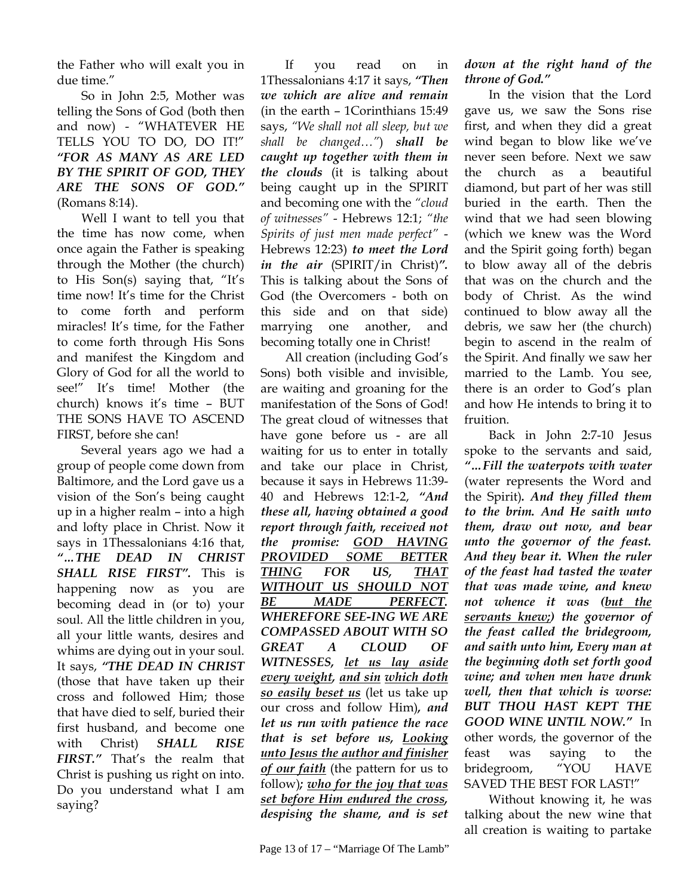the Father who will exalt you in due time."

So in John 2:5, Mother was telling the Sons of God (both then and now) - "WHATEVER HE TELLS YOU TO DO, DO IT!" ***"FOR AS MANY AS ARE LED BY THE SPIRIT OF GOD, THEY ARE THE SONS OF GOD."*** (Romans 8:14).

Well I want to tell you that the time has now come, when once again the Father is speaking through the Mother (the church) to His Son(s) saying that, "It's time now! It's time for the Christ to come forth and perform miracles! It's time, for the Father to come forth through His Sons and manifest the Kingdom and Glory of God for all the world to see!" It's time! Mother (the church) knows it's time – BUT THE SONS HAVE TO ASCEND FIRST, before she can!

Several years ago we had a group of people come down from Baltimore, and the Lord gave us a vision of the Son's being caught up in a higher realm – into a high and lofty place in Christ. Now it says in 1Thessalonians 4:16 that, ***"...THE DEAD IN CHRIST SHALL RISE FIRST".*** This is happening now as you are becoming dead in (or to) your soul. All the little children in you, all your little wants, desires and whims are dying out in your soul. It says, ***"THE DEAD IN CHRIST*** (those that have taken up their cross and followed Him; those that have died to self, buried their first husband, and become one with Christ) ***SHALL RISE FIRST."*** That's the realm that Christ is pushing us right on into. Do you understand what I am saying?

If you read on in 1Thessalonians 4:17 it says, ***"Then we which are alive and remain*** (in the earth – 1Corinthians 15:49 says, *"We shall not all sleep, but we shall be changed…"*) ***shall be caught up together with them in the clouds*** (it is talking about being caught up in the SPIRIT and becoming one with the *"cloud of witnesses"* - Hebrews 12:1; *"the Spirits of just men made perfect"* - Hebrews 12:23) ***to meet the Lord in the air*** (SPIRIT/in Christ)***".*** This is talking about the Sons of God (the Overcomers - both on this side and on that side) marrying one another, and becoming totally one in Christ!

All creation (including God's Sons) both visible and invisible, are waiting and groaning for the manifestation of the Sons of God! The great cloud of witnesses that have gone before us - are all waiting for us to enter in totally and take our place in Christ, because it says in Hebrews 11:39-40 and Hebrews 12:1-2, ***"And these all, having obtained a good report through faith, received not the promise: <u>GOD HAVING PROVIDED SOME BETTER THING FOR US</u>, <u>THAT WITHOUT US SHOULD NOT BE MADE PERFECT</u>. WHEREFORE SEE-ING WE ARE COMPASSED ABOUT WITH SO GREAT A CLOUD OF WITNESSES, <u>let us lay aside every weight</u>, <u>and sin which doth so easily beset us</u>*** (let us take up our cross and follow Him)***, and let us run with patience the race that is set before us, <u>Looking unto Jesus the author and finisher of our faith</u>*** (the pattern for us to follow)***; <u>who for the joy that was set before Him endured the cross</u>, despising the shame, and is set down at the right hand of the throne of God."***

In the vision that the Lord gave us, we saw the Sons rise first, and when they did a great wind began to blow like we've never seen before. Next we saw the church as a beautiful diamond, but part of her was still buried in the earth. Then the wind that we had seen blowing (which we knew was the Word and the Spirit going forth) began to blow away all of the debris that was on the church and the body of Christ. As the wind continued to blow away all the debris, we saw her (the church) begin to ascend in the realm of the Spirit. And finally we saw her married to the Lamb. You see, there is an order to God's plan and how He intends to bring it to fruition.

Back in John 2:7-10 Jesus spoke to the servants and said, ***"...Fill the waterpots with water*** (water represents the Word and the Spirit)***. And they filled them to the brim. And He saith unto them, draw out now, and bear unto the governor of the feast. And they bear it. When the ruler of the feast had tasted the water that was made wine, and knew not whence it was (<u>but the servants knew;</u>) the governor of the feast called the bridegroom, and saith unto him, Every man at the beginning doth set forth good wine; and when men have drunk well, then that which is worse: BUT THOU HAST KEPT THE GOOD WINE UNTIL NOW."*** In other words, the governor of the feast was saying to the bridegroom, "YOU HAVE SAVED THE BEST FOR LAST!"

Without knowing it, he was talking about the new wine that all creation is waiting to partake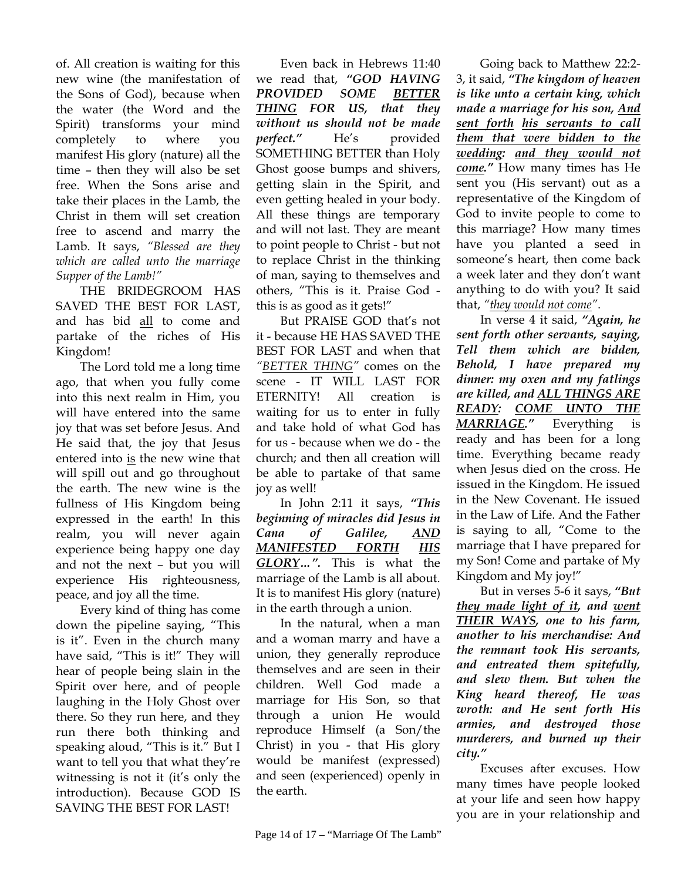of. All creation is waiting for this new wine (the manifestation of the Sons of God), because when the water (the Word and the Spirit) transforms your mind completely to where you manifest His glory (nature) all the time – then they will also be set free. When the Sons arise and take their places in the Lamb, the Christ in them will set creation free to ascend and marry the Lamb. It says, *"Blessed are they which are called unto the marriage Supper of the Lamb!"*

THE BRIDEGROOM HAS SAVED THE BEST FOR LAST, and has bid <u>all</u> to come and partake of the riches of His Kingdom!

The Lord told me a long time ago, that when you fully come into this next realm in Him, you will have entered into the same joy that was set before Jesus. And He said that, the joy that Jesus entered into <u>is</u> the new wine that will spill out and go throughout the earth. The new wine is the fullness of His Kingdom being expressed in the earth! In this realm, you will never again experience being happy one day and not the next – but you will experience His righteousness, peace, and joy all the time.

Every kind of thing has come down the pipeline saying, "This is it". Even in the church many have said, "This is it!" They will hear of people being slain in the Spirit over here, and of people laughing in the Holy Ghost over there. So they run here, and they run there both thinking and speaking aloud, "This is it." But I want to tell you that what they're witnessing is not it (it's only the introduction). Because GOD IS SAVING THE BEST FOR LAST!

Even back in Hebrews 11:40 we read that, ***"GOD HAVING PROVIDED SOME <u>BETTER THING</u> FOR US, that they without us should not be made perfect."*** He's provided SOMETHING BETTER than Holy Ghost goose bumps and shivers, getting slain in the Spirit, and even getting healed in your body. All these things are temporary and will not last. They are meant to point people to Christ - but not to replace Christ in the thinking of man, saying to themselves and others, "This is it. Praise God - this is as good as it gets!"

But PRAISE GOD that's not it - because HE HAS SAVED THE BEST FOR LAST and when that *"<u>BETTER THING</u>"* comes on the scene - IT WILL LAST FOR ETERNITY! All creation is waiting for us to enter in fully and take hold of what God has for us - because when we do - the church; and then all creation will be able to partake of that same joy as well!

In John 2:11 it says, ***"This beginning of miracles did Jesus in Cana of Galilee, <u>AND MANIFESTED FORTH HIS GLORY</u>…".*** This is what the marriage of the Lamb is all about. It is to manifest His glory (nature) in the earth through a union.

In the natural, when a man and a woman marry and have a union, they generally reproduce themselves and are seen in their children. Well God made a marriage for His Son, so that through a union He would reproduce Himself (a Son/the Christ) in you - that His glory would be manifest (expressed) and seen (experienced) openly in the earth.

Going back to Matthew 22:2-3, it said, ***"The kingdom of heaven is like unto a certain king, which made a marriage for his son, <u>And sent forth</u> <u>his servants to call them that were bidden to the wedding</u>: <u>and they would not come</u>."*** How many times has He sent you (His servant) out as a representative of the Kingdom of God to invite people to come to this marriage? How many times have you planted a seed in someone's heart, then come back a week later and they don't want anything to do with you? It said that, *"<u>they would not come</u>"*.

In verse 4 it said, ***"Again, he sent forth other servants, saying, Tell them which are bidden, Behold, I have prepared my dinner: my oxen and my fatlings are killed, and <u>ALL THINGS ARE READY</u>: <u>COME UNTO THE MARRIAGE</u>."*** Everything is ready and has been for a long time. Everything became ready when Jesus died on the cross. He issued in the Kingdom. He issued in the New Covenant. He issued in the Law of Life. And the Father is saying to all, "Come to the marriage that I have prepared for my Son! Come and partake of My Kingdom and My joy!"

But in verses 5-6 it says, ***"But <u>they made light of it</u>, and <u>went THEIR WAYS</u>, one to his farm, another to his merchandise: And the remnant took His servants, and entreated them spitefully, and slew them. But when the King heard thereof, He was wroth: and He sent forth His armies, and destroyed those murderers, and burned up their city."***

Excuses after excuses. How many times have people looked at your life and seen how happy you are in your relationship and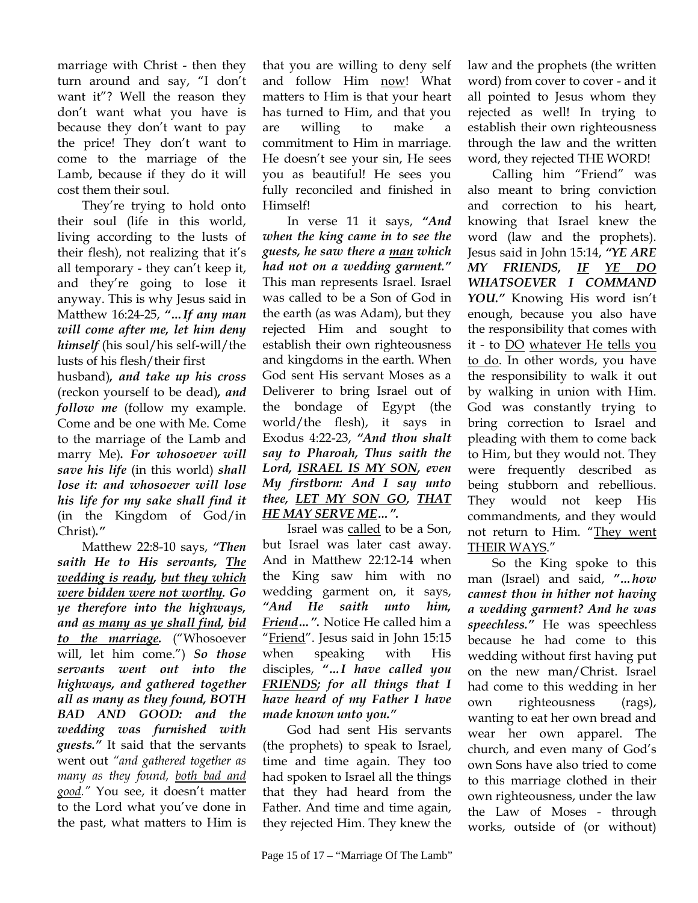marriage with Christ - then they turn around and say, "I don't want it"? Well the reason they don't want what you have is because they don't want to pay the price! They don't want to come to the marriage of the Lamb, because if they do it will cost them their soul.

They're trying to hold onto their soul (life in this world, living according to the lusts of their flesh), not realizing that it's all temporary - they can't keep it, and they're going to lose it anyway. This is why Jesus said in Matthew 16:24-25, ***"…If any man will come after me, let him deny himself*** (his soul/his self-will/the lusts of his flesh/their first husband)***, and take up his cross*** (reckon yourself to be dead)***, and follow me*** (follow my example. Come and be one with Me. Come to the marriage of the Lamb and marry Me)***. For whosoever will save his life*** (in this world) ***shall lose it: and whosoever will lose his life for my sake shall find it*** (in the Kingdom of God/in Christ)***."***

Matthew 22:8-10 says, ***"Then saith He to His servants, <u>The wedding is ready</u>, <u>but they which were bidden were not worthy</u>. Go ye therefore into the highways, and <u>as many as ye shall find</u>, <u>bid to the marriage</u>.*** ("Whosoever will, let him come.") ***So those servants went out into the highways, and gathered together all as many as they found, BOTH BAD AND GOOD: and the wedding was furnished with guests."*** It said that the servants went out *"and gathered together as many as they found, <u>both bad and good</u>."* You see, it doesn't matter to the Lord what you've done in the past, what matters to Him is that you are willing to deny self and follow Him <u>now</u>! What matters to Him is that your heart has turned to Him, and that you are willing to make a commitment to Him in marriage. He doesn't see your sin, He sees you as beautiful! He sees you fully reconciled and finished in Himself!

In verse 11 it says, ***"And when the king came in to see the guests, he saw there a <u>man</u> which had not on a wedding garment."*** This man represents Israel. Israel was called to be a Son of God in the earth (as was Adam), but they rejected Him and sought to establish their own righteousness and kingdoms in the earth. When God sent His servant Moses as a Deliverer to bring Israel out of the bondage of Egypt (the world/the flesh), it says in Exodus 4:22-23, ***"And thou shalt say to Pharoah, Thus saith the Lord, <u>ISRAEL IS MY SON</u>, even My firstborn: And I say unto thee, <u>LET MY SON GO</u>, <u>THAT HE MAY SERVE ME</u>…".***

Israel was <u>called</u> to be a Son, but Israel was later cast away. And in Matthew 22:12-14 when the King saw him with no wedding garment on, it says, ***"And He saith unto him, <u>Friend</u>…".*** Notice He called him a "<u>Friend</u>". Jesus said in John 15:15 when speaking with His disciples, ***"…I have called you <u>FRIENDS</u>; for all things that I have heard of my Father I have made known unto you."***

God had sent His servants (the prophets) to speak to Israel, time and time again. They too had spoken to Israel all the things that they had heard from the Father. And time and time again, they rejected Him. They knew the law and the prophets (the written word) from cover to cover - and it all pointed to Jesus whom they rejected as well! In trying to establish their own righteousness through the law and the written word, they rejected THE WORD!

Calling him "Friend" was also meant to bring conviction and correction to his heart, knowing that Israel knew the word (law and the prophets). Jesus said in John 15:14, ***"YE ARE MY FRIENDS, <u>IF</u> <u>YE DO</u> WHATSOEVER I COMMAND YOU."*** Knowing His word isn't enough, because you also have the responsibility that comes with it - to <u>DO</u> <u>whatever He tells you to do</u>. In other words, you have the responsibility to walk it out by walking in union with Him. God was constantly trying to bring correction to Israel and pleading with them to come back to Him, but they would not. They were frequently described as being stubborn and rebellious. They would not keep His commandments, and they would not return to Him. "<u>They went THEIR WAYS</u>."

So the King spoke to this man (Israel) and said, ***"…how camest thou in hither not having a wedding garment? And he was speechless."*** He was speechless because he had come to this wedding without first having put on the new man/Christ. Israel had come to this wedding in her own righteousness (rags), wanting to eat her own bread and wear her own apparel. The church, and even many of God's own Sons have also tried to come to this marriage clothed in their own righteousness, under the law the Law of Moses - through works, outside of (or without)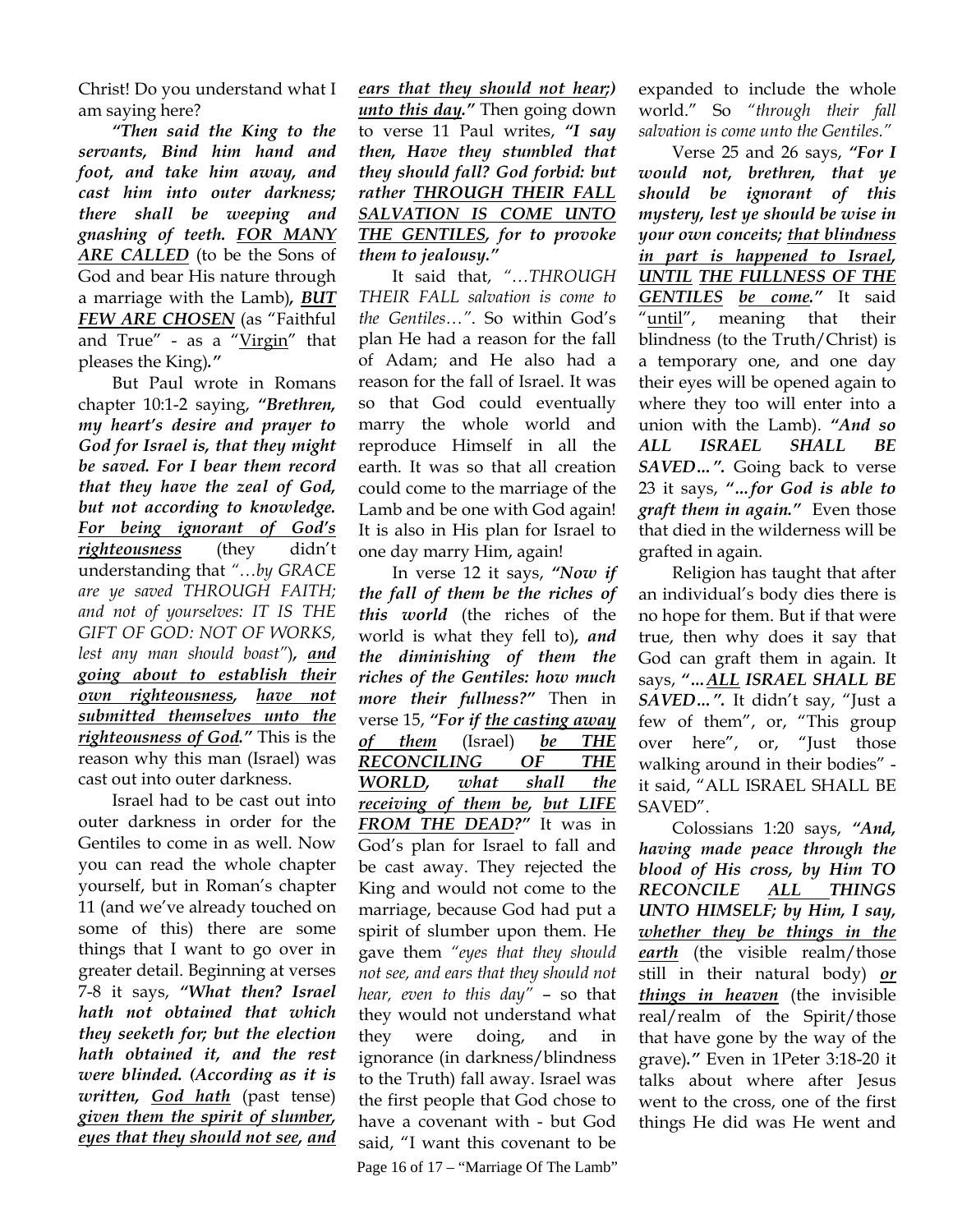Christ! Do you understand what I am saying here?

***"Then said the King to the servants, Bind him hand and foot, and take him away, and cast him into outer darkness; there shall be weeping and gnashing of teeth. <u>FOR MANY ARE CALLED</u>*** (to be the Sons of God and bear His nature through a marriage with the Lamb)***, <u>BUT FEW ARE CHOSEN</u>*** (as "Faithful and True" - as a "<u>Virgin</u>" that pleases the King)***."***

But Paul wrote in Romans chapter 10:1-2 saying, ***"Brethren, my heart's desire and prayer to God for Israel is, that they might be saved. For I bear them record that they have the zeal of God, but not according to knowledge. <u>For being ignorant of God's righteousness</u>*** (they didn't understanding that *"…by GRACE are ye saved THROUGH FAITH; and not of yourselves: IT IS THE GIFT OF GOD: NOT OF WORKS, lest any man should boast"*)***, <u>and going about to establish their own righteousness</u>, <u>have not submitted themselves unto the righteousness of God</u>."*** This is the reason why this man (Israel) was cast out into outer darkness.

Israel had to be cast out into outer darkness in order for the Gentiles to come in as well. Now you can read the whole chapter yourself, but in Roman's chapter 11 (and we've already touched on some of this) there are some things that I want to go over in greater detail. Beginning at verses 7-8 it says, ***"What then? Israel hath not obtained that which they seeketh for; but the election hath obtained it, and the rest were blinded. (According as it is written, <u>God hath</u>*** (past tense) ***<u>given them the spirit of slumber, eyes that they should not see, and ears that they should not hear;) unto this day</u>."*** Then going down to verse 11 Paul writes, ***"I say then, Have they stumbled that they should fall? God forbid: but rather <u>THROUGH THEIR FALL SALVATION IS COME UNTO THE GENTILES</u>, for to provoke them to jealousy."***

It said that, *"…THROUGH THEIR FALL salvation is come to the Gentiles…"*. So within God's plan He had a reason for the fall of Adam; and He also had a reason for the fall of Israel. It was so that God could eventually marry the whole world and reproduce Himself in all the earth. It was so that all creation could come to the marriage of the Lamb and be one with God again! It is also in His plan for Israel to one day marry Him, again!

In verse 12 it says, ***"Now if the fall of them be the riches of this world*** (the riches of the world is what they fell to)***, and the diminishing of them the riches of the Gentiles: how much more their fullness?"*** Then in verse 15, ***"For if <u>the casting away of them</u>*** (Israel) ***<u>be THE RECONCILING OF THE WORLD</u>, <u>what shall the receiving of them be</u>, <u>but LIFE FROM THE DEAD</u>?"*** It was in God's plan for Israel to fall and be cast away. They rejected the King and would not come to the marriage, because God had put a spirit of slumber upon them. He gave them *"eyes that they should not see, and ears that they should not hear, even to this day"* – so that they would not understand what they were doing, and in ignorance (in darkness/blindness to the Truth) fall away. Israel was the first people that God chose to have a covenant with - but God said, "I want this covenant to be expanded to include the whole world." So *"through their fall salvation is come unto the Gentiles."*

Verse 25 and 26 says, ***"For I would not, brethren, that ye should be ignorant of this mystery, lest ye should be wise in your own conceits; <u>that blindness in part is happened to Israel</u>, <u>UNTIL</u> <u>THE FULLNESS OF THE GENTILES</u> <u>be come</u>."*** It said "<u>until</u>", meaning that their blindness (to the Truth/Christ) is a temporary one, and one day their eyes will be opened again to where they too will enter into a union with the Lamb). ***"And so ALL ISRAEL SHALL BE SAVED…".*** Going back to verse 23 it says, ***"…for God is able to graft them in again."*** Even those that died in the wilderness will be grafted in again.

Religion has taught that after an individual's body dies there is no hope for them. But if that were true, then why does it say that God can graft them in again. It says, ***"…<u>ALL</u> ISRAEL SHALL BE SAVED…".*** It didn't say, "Just a few of them", or, "This group over here", or, "Just those walking around in their bodies" - it said, "ALL ISRAEL SHALL BE SAVED".

Colossians 1:20 says, ***"And, having made peace through the blood of His cross, by Him TO RECONCILE <u>ALL THINGS</u> UNTO HIMSELF; by Him, I say, <u>whether they be things in the earth</u>*** (the visible realm/those still in their natural body) ***<u>or things in heaven</u>*** (the invisible real/realm of the Spirit/those that have gone by the way of the grave)***."*** Even in 1Peter 3:18-20 it talks about where after Jesus went to the cross, one of the first things He did was He went and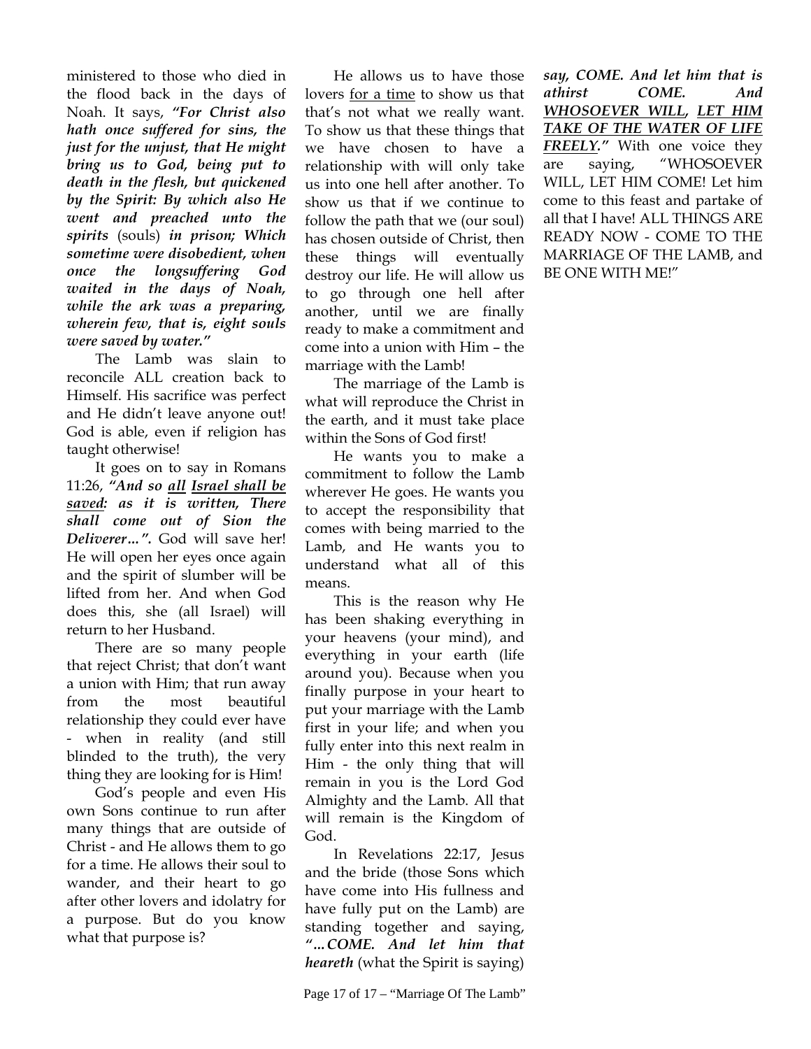ministered to those who died in the flood back in the days of Noah. It says, ***"For Christ also hath once suffered for sins, the just for the unjust, that He might bring us to God, being put to death in the flesh, but quickened by the Spirit: By which also He went and preached unto the spirits*** (souls) ***in prison; Which sometime were disobedient, when once the longsuffering God waited in the days of Noah, while the ark was a preparing, wherein few, that is, eight souls were saved by water."***

The Lamb was slain to reconcile ALL creation back to Himself. His sacrifice was perfect and He didn't leave anyone out! God is able, even if religion has taught otherwise!

It goes on to say in Romans 11:26, ***"And so <u>all</u> <u>Israel shall be saved</u>: as it is written, There shall come out of Sion the Deliverer…".*** God will save her! He will open her eyes once again and the spirit of slumber will be lifted from her. And when God does this, she (all Israel) will return to her Husband.

There are so many people that reject Christ; that don't want a union with Him; that run away from the most beautiful relationship they could ever have - when in reality (and still blinded to the truth), the very thing they are looking for is Him!

God's people and even His own Sons continue to run after many things that are outside of Christ - and He allows them to go for a time. He allows their soul to wander, and their heart to go after other lovers and idolatry for a purpose. But do you know what that purpose is?

He allows us to have those lovers <u>for a time</u> to show us that that's not what we really want. To show us that these things that we have chosen to have a relationship with will only take us into one hell after another. To show us that if we continue to follow the path that we (our soul) has chosen outside of Christ, then these things will eventually destroy our life. He will allow us to go through one hell after another, until we are finally ready to make a commitment and come into a union with Him – the marriage with the Lamb!

The marriage of the Lamb is what will reproduce the Christ in the earth, and it must take place within the Sons of God first!

He wants you to make a commitment to follow the Lamb wherever He goes. He wants you to accept the responsibility that comes with being married to the Lamb, and He wants you to understand what all of this means.

This is the reason why He has been shaking everything in your heavens (your mind), and everything in your earth (life around you). Because when you finally purpose in your heart to put your marriage with the Lamb first in your life; and when you fully enter into this next realm in Him - the only thing that will remain in you is the Lord God Almighty and the Lamb. All that will remain is the Kingdom of God.

In Revelations 22:17, Jesus and the bride (those Sons which have come into His fullness and have fully put on the Lamb) are standing together and saying, ***"…COME. And let him that heareth*** (what the Spirit is saying) ***say, COME. And let him that is athirst COME. And <u>WHOSOEVER WILL</u>, <u>LET HIM TAKE OF THE WATER OF LIFE FREELY</u>."*** With one voice they are saying, "WHOSOEVER WILL, LET HIM COME! Let him come to this feast and partake of all that I have! ALL THINGS ARE READY NOW - COME TO THE MARRIAGE OF THE LAMB, and BE ONE WITH ME!"